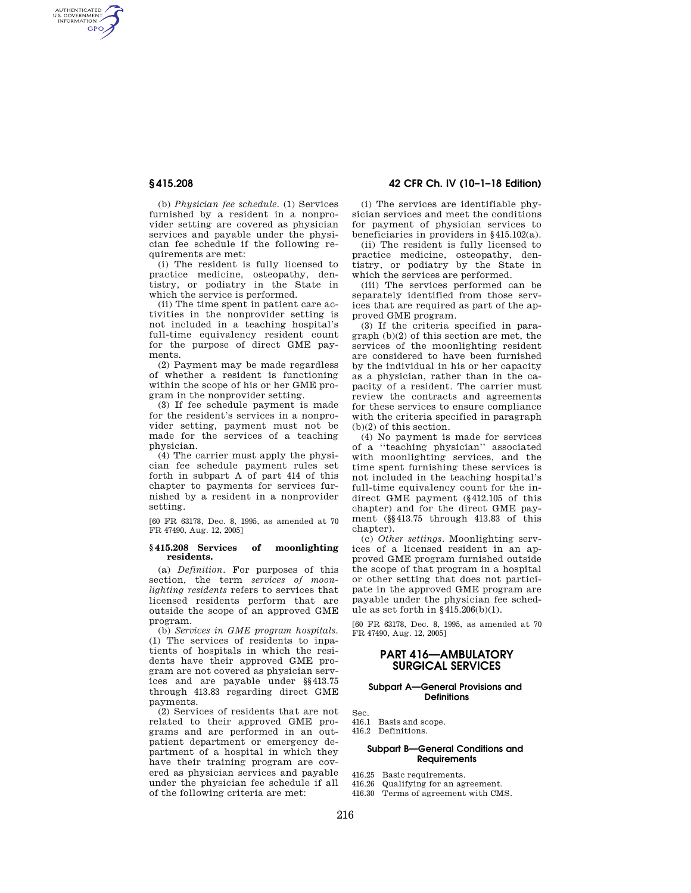(b) *Physician fee schedule*. (1) Services furnished by a resident in a nonprovider setting are covered as physician services and payable under the physician fee schedule if the following requirements are met:

(i) The resident is fully licensed to practice medicine, osteopathy, dentistry, or podiatry in the State in which the service is performed.

(ii) The time spent in patient care activities in the nonprovider setting is not included in a teaching hospital's full-time equivalency resident count for the purpose of direct GME payments.

(2) Payment may be made regardless of whether a resident is functioning within the scope of his or her GME program in the nonprovider setting.

(3) If fee schedule payment is made for the resident's services in a nonprovider setting, payment must not be made for the services of a teaching physician.

(4) The carrier must apply the physician fee schedule payment rules set forth in subpart A of part 414 of this chapter to payments for services furnished by a resident in a nonprovider setting.

[60 FR 63178, Dec. 8, 1995, as amended at 70 FR 47490, Aug. 12, 2005]

### § 415.208 Services of moonlighting residents.

(a) *Definition*. For purposes of this section, the term *services of moonlighting residents* refers to services that licensed residents perform that are outside the scope of an approved GME program.

(b) *Services in GME program hospitals*. (1) The services of residents to inpatients of hospitals in which the residents have their approved GME program are not covered as physician services and are payable under §§ 413.75 through 413.83 regarding direct GME payments.

(2) Services of residents that are not related to their approved GME programs and are performed in an outpatient department or emergency department of a hospital in which they have their training program are covered as physician services and payable under the physician fee schedule if all of the following criteria are met:

(i) The services are identifiable physician services and meet the conditions for payment of physician services to beneficiaries in providers in § 415.102(a).

(ii) The resident is fully licensed to practice medicine, osteopathy, dentistry, or podiatry by the State in which the services are performed.

(iii) The services performed can be separately identified from those services that are required as part of the approved GME program.

(3) If the criteria specified in paragraph (b)(2) of this section are met, the services of the moonlighting resident are considered to have been furnished by the individual in his or her capacity as a physician, rather than in the capacity of a resident. The carrier must review the contracts and agreements for these services to ensure compliance with the criteria specified in paragraph (b)(2) of this section.

(4) No payment is made for services of a "teaching physician" associated with moonlighting services, and the time spent furnishing these services is not included in the teaching hospital's full-time equivalency count for the indirect GME payment (§ 412.105 of this chapter) and for the direct GME payment (§§ 413.75 through 413.83 of this chapter).

(c) *Other settings*. Moonlighting services of a licensed resident in an approved GME program furnished outside the scope of that program in a hospital or other setting that does not participate in the approved GME program are payable under the physician fee schedule as set forth in § 415.206(b)(1).

[60 FR 63178, Dec. 8, 1995, as amended at 70 FR 47490, Aug. 12, 2005]

## PART 416—AMBULATORY SURGICAL SERVICES

### Subpart A—General Provisions and Definitions

Sec.
416.1 Basis and scope.
416.2 Definitions.

### Subpart B—General Conditions and Requirements

416.25 Basic requirements.
416.26 Qualifying for an agreement.
416.30 Terms of agreement with CMS.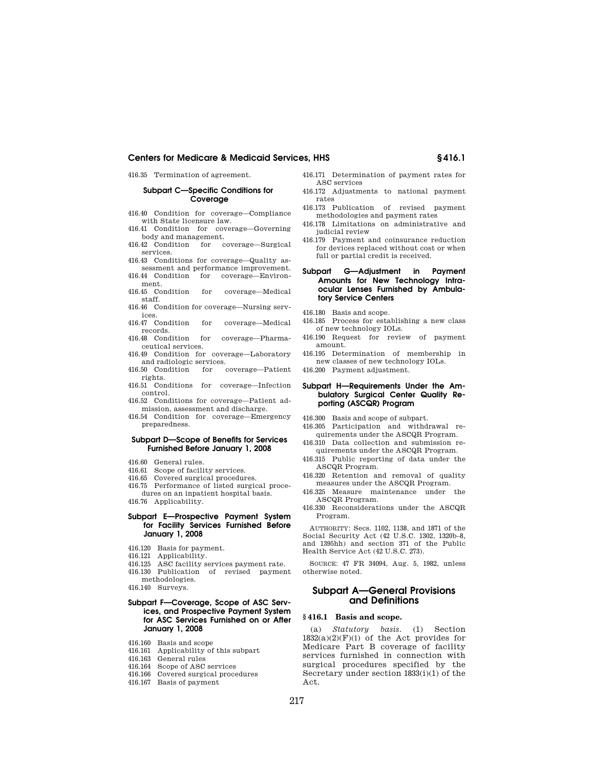416.35 Termination of agreement.

#### Subpart C—Specific Conditions for Coverage

416.40 Condition for coverage—Compliance with State licensure law.
416.41 Condition for coverage—Governing body and management.
416.42 Condition for coverage—Surgical services.
416.43 Conditions for coverage—Quality assessment and performance improvement.
416.44 Condition for coverage—Environment.
416.45 Condition for coverage—Medical staff.
416.46 Condition for coverage—Nursing services.
416.47 Condition for coverage—Medical records.
416.48 Condition for coverage—Pharmaceutical services.
416.49 Condition for coverage—Laboratory and radiologic services.
416.50 Condition for coverage—Patient rights.
416.51 Conditions for coverage—Infection control.
416.52 Conditions for coverage—Patient admission, assessment and discharge.
416.54 Condition for coverage—Emergency preparedness.

#### Subpart D—Scope of Benefits for Services Furnished Before January 1, 2008

416.60 General rules.
416.61 Scope of facility services.
416.65 Covered surgical procedures.
416.75 Performance of listed surgical procedures on an inpatient hospital basis.
416.76 Applicability.

#### Subpart E—Prospective Payment System for Facility Services Furnished Before January 1, 2008

416.120 Basis for payment.
416.121 Applicability.
416.125 ASC facility services payment rate.
416.130 Publication of revised payment methodologies.
416.140 Surveys.

#### Subpart F—Coverage, Scope of ASC Services, and Prospective Payment System for ASC Services Furnished on or After January 1, 2008

416.160 Basis and scope
416.161 Applicability of this subpart
416.163 General rules
416.164 Scope of ASC services
416.166 Covered surgical procedures
416.167 Basis of payment
416.171 Determination of payment rates for ASC services
416.172 Adjustments to national payment rates
416.173 Publication of revised payment methodologies and payment rates
416.178 Limitations on administrative and judicial review
416.179 Payment and coinsurance reduction for devices replaced without cost or when full or partial credit is received.

#### Subpart G—Adjustment in Payment Amounts for New Technology Intraocular Lenses Furnished by Ambulatory Service Centers

416.180 Basis and scope.
416.185 Process for establishing a new class of new technology IOLs.
416.190 Request for review of payment amount.
416.195 Determination of membership in new classes of new technology IOLs.
416.200 Payment adjustment.

#### Subpart H—Requirements Under the Ambulatory Surgical Center Quality Reporting (ASCQR) Program

416.300 Basis and scope of subpart.
416.305 Participation and withdrawal requirements under the ASCQR Program.
416.310 Data collection and submission requirements under the ASCQR Program.
416.315 Public reporting of data under the ASCQR Program.
416.320 Retention and removal of quality measures under the ASCQR Program.
416.325 Measure maintenance under the ASCQR Program.
416.330 Reconsiderations under the ASCQR Program.

AUTHORITY: Secs. 1102, 1138, and 1871 of the Social Security Act (42 U.S.C. 1302, 1320b–8, and 1395hh) and section 371 of the Public Health Service Act (42 U.S.C. 273).

SOURCE: 47 FR 34094, Aug. 5, 1982, unless otherwise noted.

## Subpart A—General Provisions and Definitions

### § 416.1 Basis and scope.

(a) *Statutory basis.* (1) Section 1832(a)(2)(F)(i) of the Act provides for Medicare Part B coverage of facility services furnished in connection with surgical procedures specified by the Secretary under section 1833(i)(1) of the Act.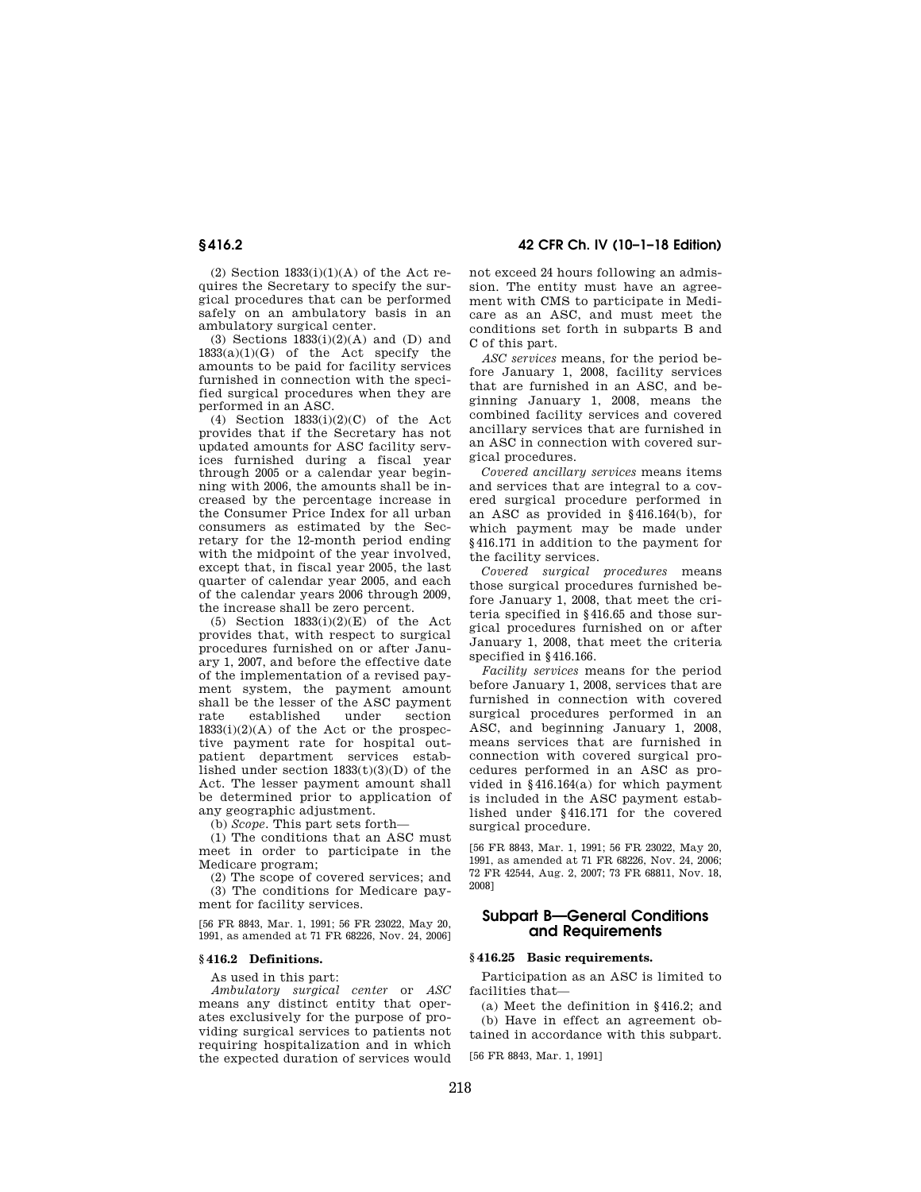(2) Section 1833(i)(1)(A) of the Act requires the Secretary to specify the surgical procedures that can be performed safely on an ambulatory basis in an ambulatory surgical center.

(3) Sections 1833(i)(2)(A) and (D) and 1833(a)(1)(G) of the Act specify the amounts to be paid for facility services furnished in connection with the specified surgical procedures when they are performed in an ASC.

(4) Section 1833(i)(2)(C) of the Act provides that if the Secretary has not updated amounts for ASC facility services furnished during a fiscal year through 2005 or a calendar year beginning with 2006, the amounts shall be increased by the percentage increase in the Consumer Price Index for all urban consumers as estimated by the Secretary for the 12-month period ending with the midpoint of the year involved, except that, in fiscal year 2005, the last quarter of calendar year 2005, and each of the calendar years 2006 through 2009, the increase shall be zero percent.

(5) Section 1833(i)(2)(E) of the Act provides that, with respect to surgical procedures furnished on or after January 1, 2007, and before the effective date of the implementation of a revised payment system, the payment amount shall be the lesser of the ASC payment rate established under section 1833(i)(2)(A) of the Act or the prospective payment rate for hospital outpatient department services established under section 1833(t)(3)(D) of the Act. The lesser payment amount shall be determined prior to application of any geographic adjustment.

(b) *Scope.* This part sets forth—

(1) The conditions that an ASC must meet in order to participate in the Medicare program;

(2) The scope of covered services; and

(3) The conditions for Medicare payment for facility services.

[56 FR 8843, Mar. 1, 1991; 56 FR 23022, May 20, 1991, as amended at 71 FR 68226, Nov. 24, 2006]

### § 416.2 Definitions.

As used in this part:

*Ambulatory surgical center* or *ASC* means any distinct entity that operates exclusively for the purpose of providing surgical services to patients not requiring hospitalization and in which the expected duration of services would not exceed 24 hours following an admission. The entity must have an agreement with CMS to participate in Medicare as an ASC, and must meet the conditions set forth in subparts B and C of this part.

*ASC services* means, for the period before January 1, 2008, facility services that are furnished in an ASC, and beginning January 1, 2008, means the combined facility services and covered ancillary services that are furnished in an ASC in connection with covered surgical procedures.

*Covered ancillary services* means items and services that are integral to a covered surgical procedure performed in an ASC as provided in § 416.164(b), for which payment may be made under § 416.171 in addition to the payment for the facility services.

*Covered surgical procedures* means those surgical procedures furnished before January 1, 2008, that meet the criteria specified in § 416.65 and those surgical procedures furnished on or after January 1, 2008, that meet the criteria specified in § 416.166.

*Facility services* means for the period before January 1, 2008, services that are furnished in connection with covered surgical procedures performed in an ASC, and beginning January 1, 2008, means services that are furnished in connection with covered surgical procedures performed in an ASC as provided in § 416.164(a) for which payment is included in the ASC payment established under § 416.171 for the covered surgical procedure.

[56 FR 8843, Mar. 1, 1991; 56 FR 23022, May 20, 1991, as amended at 71 FR 68226, Nov. 24, 2006; 72 FR 42544, Aug. 2, 2007; 73 FR 68811, Nov. 18, 2008]

## Subpart B—General Conditions and Requirements

### § 416.25 Basic requirements.

Participation as an ASC is limited to facilities that—

(a) Meet the definition in § 416.2; and

(b) Have in effect an agreement obtained in accordance with this subpart.

[56 FR 8843, Mar. 1, 1991]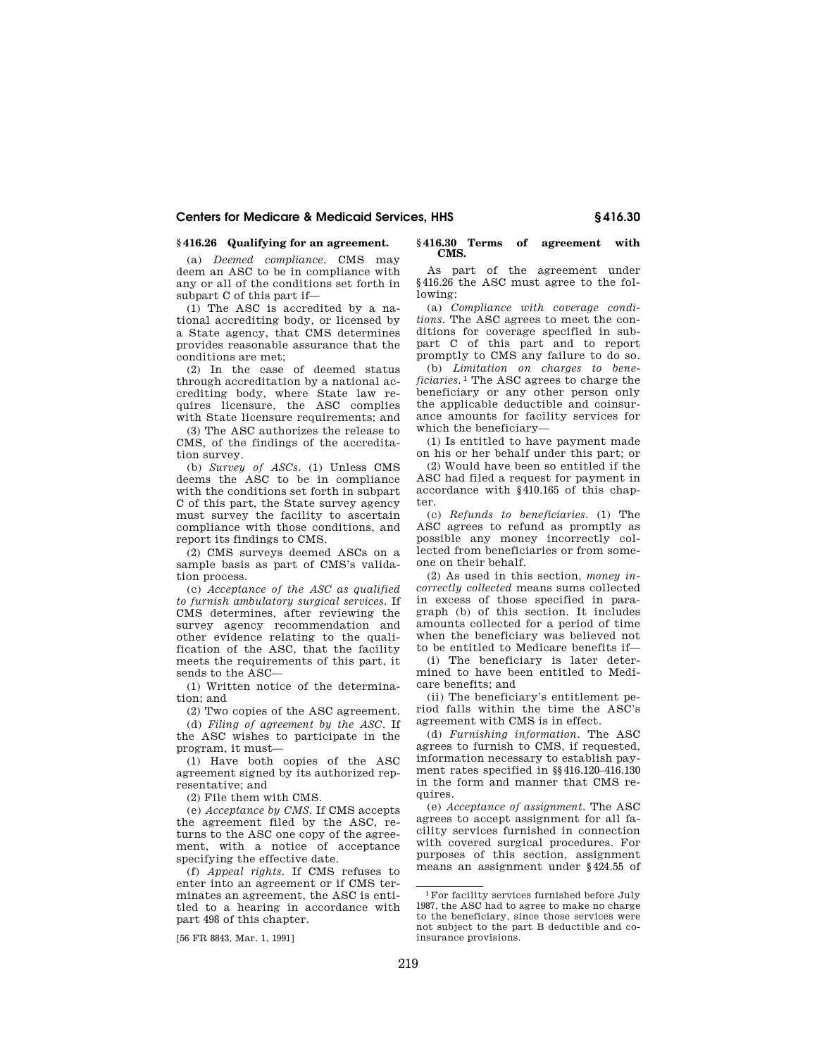## § 416.26 Qualifying for an agreement.

(a) *Deemed compliance.* CMS may deem an ASC to be in compliance with any or all of the conditions set forth in subpart C of this part if—

(1) The ASC is accredited by a national accrediting body, or licensed by a State agency, that CMS determines provides reasonable assurance that the conditions are met;

(2) In the case of deemed status through accreditation by a national accrediting body, where State law requires licensure, the ASC complies with State licensure requirements; and

(3) The ASC authorizes the release to CMS, of the findings of the accreditation survey.

(b) *Survey of ASCs.* (1) Unless CMS deems the ASC to be in compliance with the conditions set forth in subpart C of this part, the State survey agency must survey the facility to ascertain compliance with those conditions, and report its findings to CMS.

(2) CMS surveys deemed ASCs on a sample basis as part of CMS's validation process.

(c) *Acceptance of the ASC as qualified to furnish ambulatory surgical services.* If CMS determines, after reviewing the survey agency recommendation and other evidence relating to the qualification of the ASC, that the facility meets the requirements of this part, it sends to the ASC—

(1) Written notice of the determination; and

(2) Two copies of the ASC agreement.

(d) *Filing of agreement by the ASC.* If the ASC wishes to participate in the program, it must—

(1) Have both copies of the ASC agreement signed by its authorized representative; and

(2) File them with CMS.

(e) *Acceptance by CMS.* If CMS accepts the agreement filed by the ASC, returns to the ASC one copy of the agreement, with a notice of acceptance specifying the effective date.

(f) *Appeal rights.* If CMS refuses to enter into an agreement or if CMS terminates an agreement, the ASC is entitled to a hearing in accordance with part 498 of this chapter.

[56 FR 8843, Mar. 1, 1991]

## § 416.30 Terms of agreement with CMS.

As part of the agreement under § 416.26 the ASC must agree to the following:

(a) *Compliance with coverage conditions.* The ASC agrees to meet the conditions for coverage specified in subpart C of this part and to report promptly to CMS any failure to do so.

(b) *Limitation on charges to beneficiaries.*[1] The ASC agrees to charge the beneficiary or any other person only the applicable deductible and coinsurance amounts for facility services for which the beneficiary—

(1) Is entitled to have payment made on his or her behalf under this part; or

(2) Would have been so entitled if the ASC had filed a request for payment in accordance with § 410.165 of this chapter.

(c) *Refunds to beneficiaries.* (1) The ASC agrees to refund as promptly as possible any money incorrectly collected from beneficiaries or from someone on their behalf.

(2) As used in this section, *money incorrectly collected* means sums collected in excess of those specified in paragraph (b) of this section. It includes amounts collected for a period of time when the beneficiary was believed not to be entitled to Medicare benefits if—

(i) The beneficiary is later determined to have been entitled to Medicare benefits; and

(ii) The beneficiary's entitlement period falls within the time the ASC's agreement with CMS is in effect.

(d) *Furnishing information.* The ASC agrees to furnish to CMS, if requested, information necessary to establish payment rates specified in §§ 416.120–416.130 in the form and manner that CMS requires.

(e) *Acceptance of assignment.* The ASC agrees to accept assignment for all facility services furnished in connection with covered surgical procedures. For purposes of this section, assignment means an assignment under § 424.55 of

---

[1] For facility services furnished before July 1987, the ASC had to agree to make no charge to the beneficiary, since those services were not subject to the part B deductible and coinsurance provisions.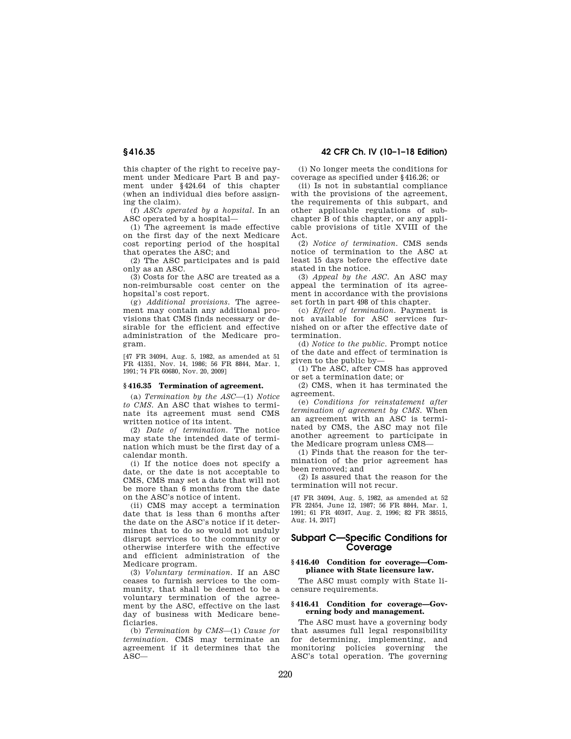this chapter of the right to receive payment under Medicare Part B and payment under §424.64 of this chapter (when an individual dies before assigning the claim).

(f) *ASCs operated by a hopsital*. In an ASC operated by a hospital—

(1) The agreement is made effective on the first day of the next Medicare cost reporting period of the hospital that operates the ASC; and

(2) The ASC participates and is paid only as an ASC.

(3) Costs for the ASC are treated as a non-reimbursable cost center on the hopsital's cost report.

(g) *Additional provisions*. The agreement may contain any additional provisions that CMS finds necessary or desirable for the efficient and effective administration of the Medicare program.

[47 FR 34094, Aug. 5, 1982, as amended at 51 FR 41351, Nov. 14, 1986; 56 FR 8844, Mar. 1, 1991; 74 FR 60680, Nov. 20, 2009]

### §416.35 Termination of agreement.

(a) *Termination by the ASC*—(1) *Notice to CMS*. An ASC that wishes to terminate its agreement must send CMS written notice of its intent.

(2) *Date of termination*. The notice may state the intended date of termination which must be the first day of a calendar month.

(i) If the notice does not specify a date, or the date is not acceptable to CMS, CMS may set a date that will not be more than 6 months from the date on the ASC's notice of intent.

(ii) CMS may accept a termination date that is less than 6 months after the date on the ASC's notice if it determines that to do so would not unduly disrupt services to the community or otherwise interfere with the effective and efficient administration of the Medicare program.

(3) *Voluntary termination*. If an ASC ceases to furnish services to the community, that shall be deemed to be a voluntary termination of the agreement by the ASC, effective on the last day of business with Medicare beneficiaries.

(b) *Termination by CMS*—(1) *Cause for termination*. CMS may terminate an agreement if it determines that the ASC—

(i) No longer meets the conditions for coverage as specified under §416.26; or

(ii) Is not in substantial compliance with the provisions of the agreement, the requirements of this subpart, and other applicable regulations of subchapter B of this chapter, or any applicable provisions of title XVIII of the Act.

(2) *Notice of termination*. CMS sends notice of termination to the ASC at least 15 days before the effective date stated in the notice.

(3) *Appeal by the ASC*. An ASC may appeal the termination of its agreement in accordance with the provisions set forth in part 498 of this chapter.

(c) *Effect of termination*. Payment is not available for ASC services furnished on or after the effective date of termination.

(d) *Notice to the public*. Prompt notice of the date and effect of termination is given to the public by—

(1) The ASC, after CMS has approved or set a termination date; or

(2) CMS, when it has terminated the agreement.

(e) *Conditions for reinstatement after termination of agreement by CMS*. When an agreement with an ASC is terminated by CMS, the ASC may not file another agreement to participate in the Medicare program unless CMS—

(1) Finds that the reason for the termination of the prior agreement has been removed; and

(2) Is assured that the reason for the termination will not recur.

[47 FR 34094, Aug. 5, 1982, as amended at 52 FR 22454, June 12, 1987; 56 FR 8844, Mar. 1, 1991; 61 FR 40347, Aug. 2, 1996; 82 FR 38515, Aug. 14, 2017]

## Subpart C—Specific Conditions for Coverage

### §416.40 Condition for coverage—Compliance with State licensure law.

The ASC must comply with State licensure requirements.

### §416.41 Condition for coverage—Governing body and management.

The ASC must have a governing body that assumes full legal responsibility for determining, implementing, and monitoring policies governing the ASC's total operation. The governing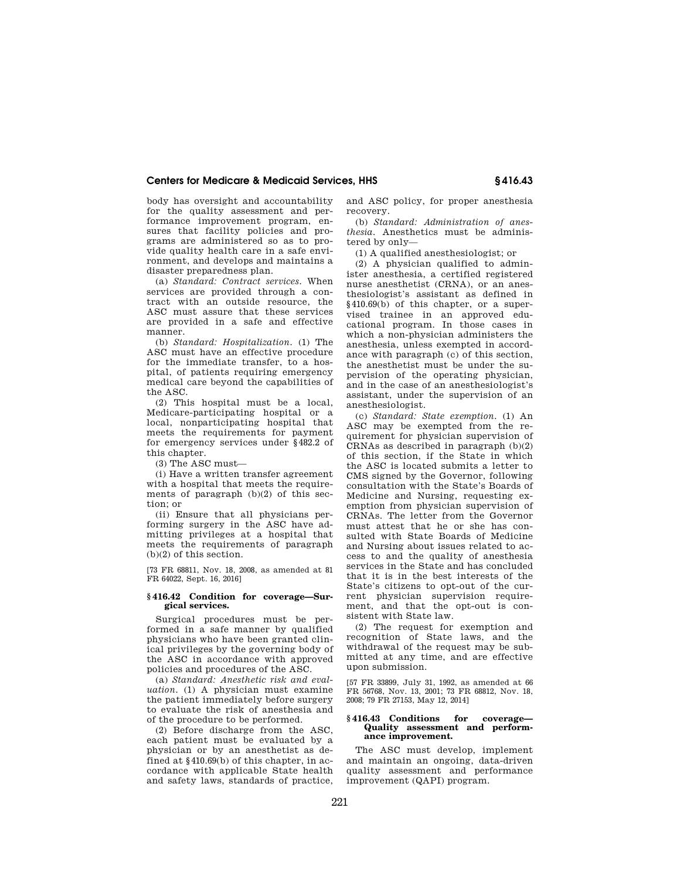body has oversight and accountability for the quality assessment and performance improvement program, ensures that facility policies and programs are administered so as to provide quality health care in a safe environment, and develops and maintains a disaster preparedness plan.

(a) *Standard: Contract services.* When services are provided through a contract with an outside resource, the ASC must assure that these services are provided in a safe and effective manner.

(b) *Standard: Hospitalization.* (1) The ASC must have an effective procedure for the immediate transfer, to a hospital, of patients requiring emergency medical care beyond the capabilities of the ASC.

(2) This hospital must be a local, Medicare-participating hospital or a local, nonparticipating hospital that meets the requirements for payment for emergency services under §482.2 of this chapter.

(3) The ASC must—

(i) Have a written transfer agreement with a hospital that meets the requirements of paragraph (b)(2) of this section; or

(ii) Ensure that all physicians performing surgery in the ASC have admitting privileges at a hospital that meets the requirements of paragraph (b)(2) of this section.

[73 FR 68811, Nov. 18, 2008, as amended at 81 FR 64022, Sept. 16, 2016]

### §416.42 Condition for coverage—Surgical services.

Surgical procedures must be performed in a safe manner by qualified physicians who have been granted clinical privileges by the governing body of the ASC in accordance with approved policies and procedures of the ASC.

(a) *Standard: Anesthetic risk and evaluation.* (1) A physician must examine the patient immediately before surgery to evaluate the risk of anesthesia and of the procedure to be performed.

(2) Before discharge from the ASC, each patient must be evaluated by a physician or by an anesthetist as defined at §410.69(b) of this chapter, in accordance with applicable State health and safety laws, standards of practice, and ASC policy, for proper anesthesia recovery.

(b) *Standard: Administration of anesthesia.* Anesthetics must be administered by only—

(1) A qualified anesthesiologist; or

(2) A physician qualified to administer anesthesia, a certified registered nurse anesthetist (CRNA), or an anesthesiologist's assistant as defined in §410.69(b) of this chapter, or a supervised trainee in an approved educational program. In those cases in which a non-physician administers the anesthesia, unless exempted in accordance with paragraph (c) of this section, the anesthetist must be under the supervision of the operating physician, and in the case of an anesthesiologist's assistant, under the supervision of an anesthesiologist.

(c) *Standard: State exemption.* (1) An ASC may be exempted from the requirement for physician supervision of CRNAs as described in paragraph (b)(2) of this section, if the State in which the ASC is located submits a letter to CMS signed by the Governor, following consultation with the State's Boards of Medicine and Nursing, requesting exemption from physician supervision of CRNAs. The letter from the Governor must attest that he or she has consulted with State Boards of Medicine and Nursing about issues related to access to and the quality of anesthesia services in the State and has concluded that it is in the best interests of the State's citizens to opt-out of the current physician supervision requirement, and that the opt-out is consistent with State law.

(2) The request for exemption and recognition of State laws, and the withdrawal of the request may be submitted at any time, and are effective upon submission.

[57 FR 33899, July 31, 1992, as amended at 66 FR 56768, Nov. 13, 2001; 73 FR 68812, Nov. 18, 2008; 79 FR 27153, May 12, 2014]

### §416.43 Conditions for coverage—Quality assessment and performance improvement.

The ASC must develop, implement and maintain an ongoing, data-driven quality assessment and performance improvement (QAPI) program.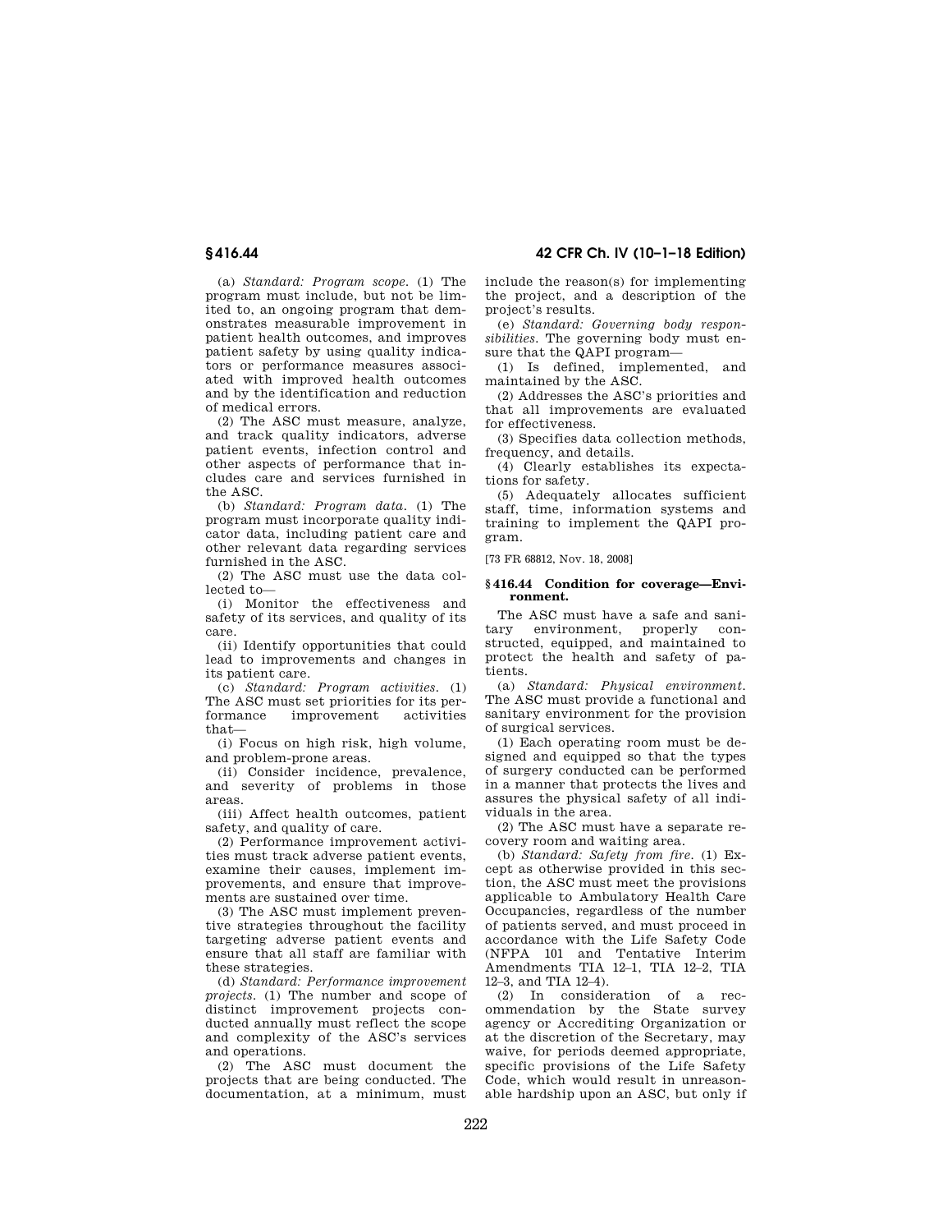(a) *Standard: Program scope.* (1) The program must include, but not be limited to, an ongoing program that demonstrates measurable improvement in patient health outcomes, and improves patient safety by using quality indicators or performance measures associated with improved health outcomes and by the identification and reduction of medical errors.

(2) The ASC must measure, analyze, and track quality indicators, adverse patient events, infection control and other aspects of performance that includes care and services furnished in the ASC.

(b) *Standard: Program data.* (1) The program must incorporate quality indicator data, including patient care and other relevant data regarding services furnished in the ASC.

(2) The ASC must use the data collected to—

(i) Monitor the effectiveness and safety of its services, and quality of its care.

(ii) Identify opportunities that could lead to improvements and changes in its patient care.

(c) *Standard: Program activities.* (1) The ASC must set priorities for its performance improvement activities that—

(i) Focus on high risk, high volume, and problem-prone areas.

(ii) Consider incidence, prevalence, and severity of problems in those areas.

(iii) Affect health outcomes, patient safety, and quality of care.

(2) Performance improvement activities must track adverse patient events, examine their causes, implement improvements, and ensure that improvements are sustained over time.

(3) The ASC must implement preventive strategies throughout the facility targeting adverse patient events and ensure that all staff are familiar with these strategies.

(d) *Standard: Performance improvement projects.* (1) The number and scope of distinct improvement projects conducted annually must reflect the scope and complexity of the ASC's services and operations.

(2) The ASC must document the projects that are being conducted. The documentation, at a minimum, must include the reason(s) for implementing the project, and a description of the project's results.

(e) *Standard: Governing body responsibilities.* The governing body must ensure that the QAPI program—

(1) Is defined, implemented, and maintained by the ASC.

(2) Addresses the ASC's priorities and that all improvements are evaluated for effectiveness.

(3) Specifies data collection methods, frequency, and details.

(4) Clearly establishes its expectations for safety.

(5) Adequately allocates sufficient staff, time, information systems and training to implement the QAPI program.

[73 FR 68812, Nov. 18, 2008]

### § 416.44 Condition for coverage—Environment.

The ASC must have a safe and sanitary environment, properly constructed, equipped, and maintained to protect the health and safety of patients.

(a) *Standard: Physical environment.* The ASC must provide a functional and sanitary environment for the provision of surgical services.

(1) Each operating room must be designed and equipped so that the types of surgery conducted can be performed in a manner that protects the lives and assures the physical safety of all individuals in the area.

(2) The ASC must have a separate recovery room and waiting area.

(b) *Standard: Safety from fire.* (1) Except as otherwise provided in this section, the ASC must meet the provisions applicable to Ambulatory Health Care Occupancies, regardless of the number of patients served, and must proceed in accordance with the Life Safety Code (NFPA 101 and Tentative Interim Amendments TIA 12–1, TIA 12–2, TIA 12–3, and TIA 12–4).

(2) In consideration of a recommendation by the State survey agency or Accrediting Organization or at the discretion of the Secretary, may waive, for periods deemed appropriate, specific provisions of the Life Safety Code, which would result in unreasonable hardship upon an ASC, but only if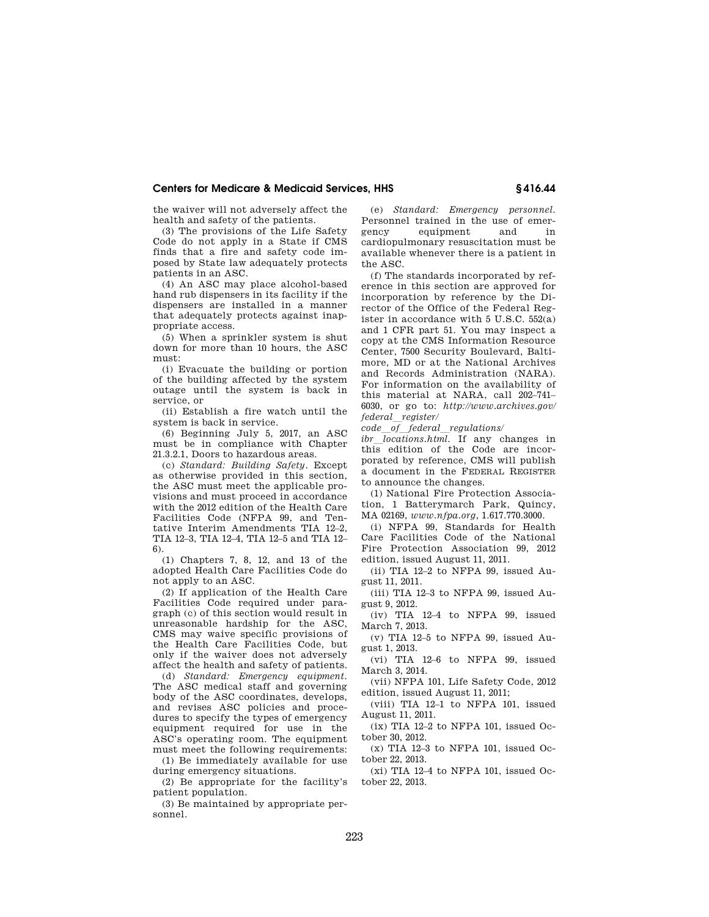the waiver will not adversely affect the health and safety of the patients.

(3) The provisions of the Life Safety Code do not apply in a State if CMS finds that a fire and safety code imposed by State law adequately protects patients in an ASC.

(4) An ASC may place alcohol-based hand rub dispensers in its facility if the dispensers are installed in a manner that adequately protects against inappropriate access.

(5) When a sprinkler system is shut down for more than 10 hours, the ASC must:

(i) Evacuate the building or portion of the building affected by the system outage until the system is back in service, or

(ii) Establish a fire watch until the system is back in service.

(6) Beginning July 5, 2017, an ASC must be in compliance with Chapter 21.3.2.1, Doors to hazardous areas.

(c) *Standard: Building Safety.* Except as otherwise provided in this section, the ASC must meet the applicable provisions and must proceed in accordance with the 2012 edition of the Health Care Facilities Code (NFPA 99, and Tentative Interim Amendments TIA 12–2, TIA 12–3, TIA 12–4, TIA 12–5 and TIA 12–6).

(1) Chapters 7, 8, 12, and 13 of the adopted Health Care Facilities Code do not apply to an ASC.

(2) If application of the Health Care Facilities Code required under paragraph (c) of this section would result in unreasonable hardship for the ASC, CMS may waive specific provisions of the Health Care Facilities Code, but only if the waiver does not adversely affect the health and safety of patients.

(d) *Standard: Emergency equipment.* The ASC medical staff and governing body of the ASC coordinates, develops, and revises ASC policies and procedures to specify the types of emergency equipment required for use in the ASC's operating room. The equipment must meet the following requirements:

(1) Be immediately available for use during emergency situations.

(2) Be appropriate for the facility's patient population.

(3) Be maintained by appropriate personnel.

(e) *Standard: Emergency personnel.* Personnel trained in the use of emergency equipment and in cardiopulmonary resuscitation must be available whenever there is a patient in the ASC.

(f) The standards incorporated by reference in this section are approved for incorporation by reference by the Director of the Office of the Federal Register in accordance with 5 U.S.C. 552(a) and 1 CFR part 51. You may inspect a copy at the CMS Information Resource Center, 7500 Security Boulevard, Baltimore, MD or at the National Archives and Records Administration (NARA). For information on the availability of this material at NARA, call 202–741–6030, or go to: *http://www.archives.gov/federal_register/code_of_federal_regulations/ibr_locations.html.* If any changes in this edition of the Code are incorporated by reference, CMS will publish a document in the FEDERAL REGISTER to announce the changes.

(1) National Fire Protection Association, 1 Batterymarch Park, Quincy, MA 02169, *www.nfpa.org*, 1.617.770.3000.

(i) NFPA 99, Standards for Health Care Facilities Code of the National Fire Protection Association 99, 2012 edition, issued August 11, 2011.

(ii) TIA 12–2 to NFPA 99, issued August 11, 2011.

(iii) TIA 12–3 to NFPA 99, issued August 9, 2012.

(iv) TIA 12–4 to NFPA 99, issued March 7, 2013.

(v) TIA 12–5 to NFPA 99, issued August 1, 2013.

(vi) TIA 12–6 to NFPA 99, issued March 3, 2014.

(vii) NFPA 101, Life Safety Code, 2012 edition, issued August 11, 2011;

(viii) TIA 12–1 to NFPA 101, issued August 11, 2011.

(ix) TIA 12–2 to NFPA 101, issued October 30, 2012.

(x) TIA 12–3 to NFPA 101, issued October 22, 2013.

(xi) TIA 12–4 to NFPA 101, issued October 22, 2013.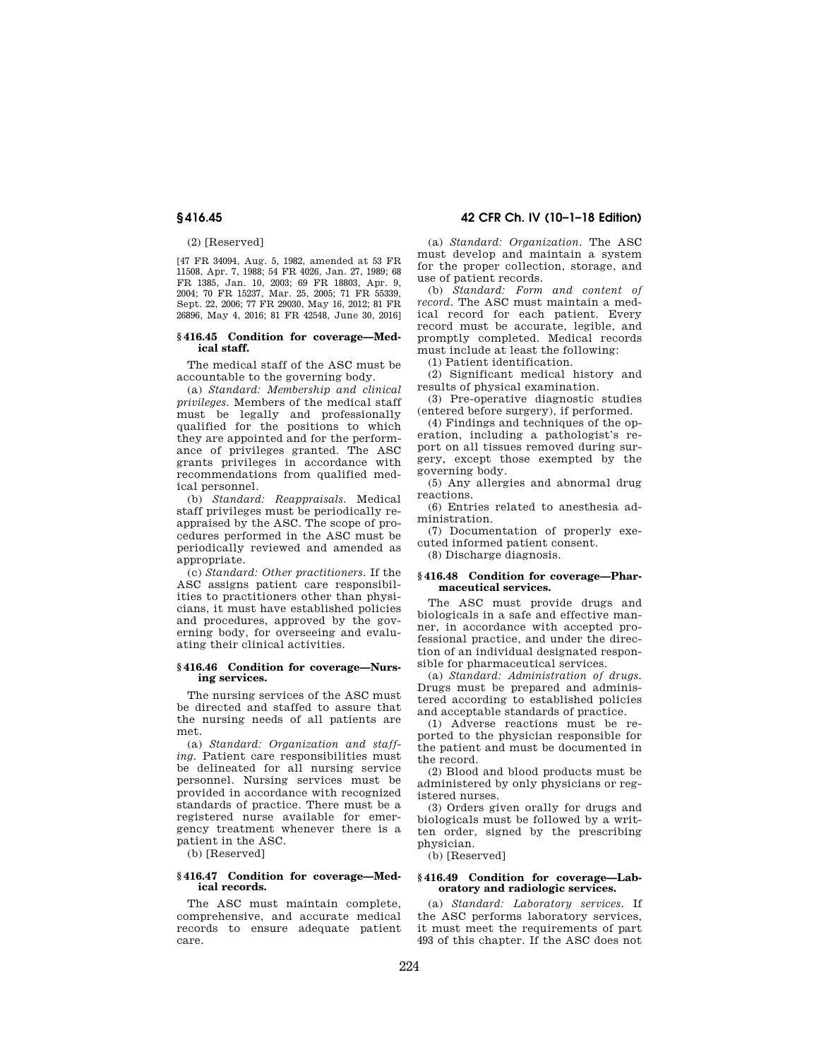(2) [Reserved]

[47 FR 34094, Aug. 5, 1982, amended at 53 FR 11508, Apr. 7, 1988; 54 FR 4026, Jan. 27, 1989; 68 FR 1385, Jan. 10, 2003; 69 FR 18803, Apr. 9, 2004; 70 FR 15237, Mar. 25, 2005; 71 FR 55339, Sept. 22, 2006; 77 FR 29030, May 16, 2012; 81 FR 26896, May 4, 2016; 81 FR 42548, June 30, 2016]

### § 416.45 Condition for coverage—Medical staff.

The medical staff of the ASC must be accountable to the governing body.

(a) *Standard: Membership and clinical privileges.* Members of the medical staff must be legally and professionally qualified for the positions to which they are appointed and for the performance of privileges granted. The ASC grants privileges in accordance with recommendations from qualified medical personnel.

(b) *Standard: Reappraisals.* Medical staff privileges must be periodically reappraised by the ASC. The scope of procedures performed in the ASC must be periodically reviewed and amended as appropriate.

(c) *Standard: Other practitioners.* If the ASC assigns patient care responsibilities to practitioners other than physicians, it must have established policies and procedures, approved by the governing body, for overseeing and evaluating their clinical activities.

### § 416.46 Condition for coverage—Nursing services.

The nursing services of the ASC must be directed and staffed to assure that the nursing needs of all patients are met.

(a) *Standard: Organization and staffing.* Patient care responsibilities must be delineated for all nursing service personnel. Nursing services must be provided in accordance with recognized standards of practice. There must be a registered nurse available for emergency treatment whenever there is a patient in the ASC.

(b) [Reserved]

### § 416.47 Condition for coverage—Medical records.

The ASC must maintain complete, comprehensive, and accurate medical records to ensure adequate patient care.

(a) *Standard: Organization.* The ASC must develop and maintain a system for the proper collection, storage, and use of patient records.

(b) *Standard: Form and content of record.* The ASC must maintain a medical record for each patient. Every record must be accurate, legible, and promptly completed. Medical records must include at least the following:

(1) Patient identification.

(2) Significant medical history and results of physical examination.

(3) Pre-operative diagnostic studies (entered before surgery), if performed.

(4) Findings and techniques of the operation, including a pathologist's report on all tissues removed during surgery, except those exempted by the governing body.

(5) Any allergies and abnormal drug reactions.

(6) Entries related to anesthesia administration.

(7) Documentation of properly executed informed patient consent.

(8) Discharge diagnosis.

### § 416.48 Condition for coverage—Pharmaceutical services.

The ASC must provide drugs and biologicals in a safe and effective manner, in accordance with accepted professional practice, and under the direction of an individual designated responsible for pharmaceutical services.

(a) *Standard: Administration of drugs.* Drugs must be prepared and administered according to established policies and acceptable standards of practice.

(1) Adverse reactions must be reported to the physician responsible for the patient and must be documented in the record.

(2) Blood and blood products must be administered by only physicians or registered nurses.

(3) Orders given orally for drugs and biologicals must be followed by a written order, signed by the prescribing physician.

(b) [Reserved]

### § 416.49 Condition for coverage—Laboratory and radiologic services.

(a) *Standard: Laboratory services.* If the ASC performs laboratory services, it must meet the requirements of part 493 of this chapter. If the ASC does not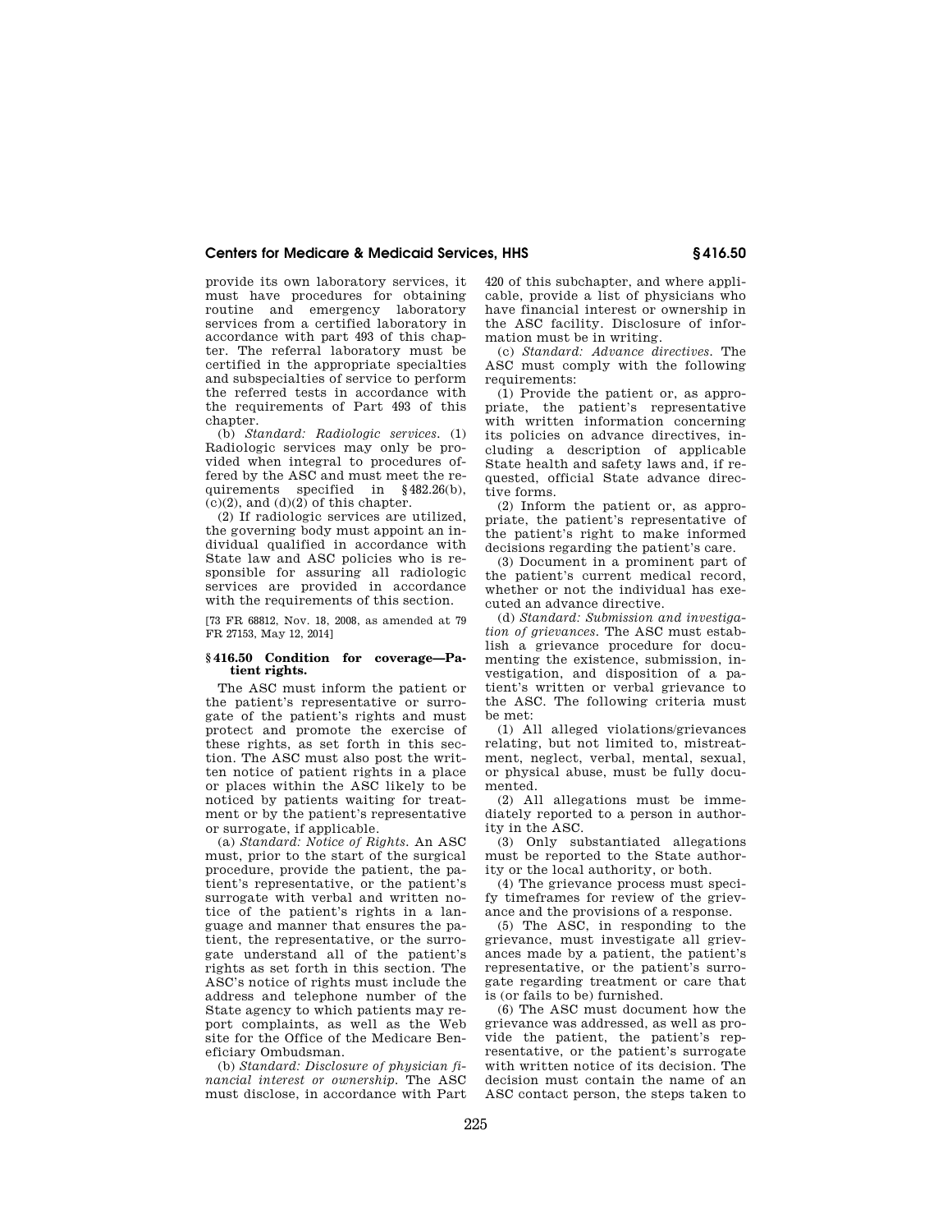provide its own laboratory services, it must have procedures for obtaining routine and emergency laboratory services from a certified laboratory in accordance with part 493 of this chapter. The referral laboratory must be certified in the appropriate specialties and subspecialties of service to perform the referred tests in accordance with the requirements of Part 493 of this chapter.

(b) *Standard: Radiologic services.* (1) Radiologic services may only be provided when integral to procedures offered by the ASC and must meet the requirements specified in §482.26(b), (c)(2), and (d)(2) of this chapter.

(2) If radiologic services are utilized, the governing body must appoint an individual qualified in accordance with State law and ASC policies who is responsible for assuring all radiologic services are provided in accordance with the requirements of this section.

[73 FR 68812, Nov. 18, 2008, as amended at 79 FR 27153, May 12, 2014]

### §416.50 Condition for coverage—Patient rights.

The ASC must inform the patient or the patient's representative or surrogate of the patient's rights and must protect and promote the exercise of these rights, as set forth in this section. The ASC must also post the written notice of patient rights in a place or places within the ASC likely to be noticed by patients waiting for treatment or by the patient's representative or surrogate, if applicable.

(a) *Standard: Notice of Rights.* An ASC must, prior to the start of the surgical procedure, provide the patient, the patient's representative, or the patient's surrogate with verbal and written notice of the patient's rights in a language and manner that ensures the patient, the representative, or the surrogate understand all of the patient's rights as set forth in this section. The ASC's notice of rights must include the address and telephone number of the State agency to which patients may report complaints, as well as the Web site for the Office of the Medicare Beneficiary Ombudsman.

(b) *Standard: Disclosure of physician financial interest or ownership.* The ASC must disclose, in accordance with Part 420 of this subchapter, and where applicable, provide a list of physicians who have financial interest or ownership in the ASC facility. Disclosure of information must be in writing.

(c) *Standard: Advance directives.* The ASC must comply with the following requirements:

(1) Provide the patient or, as appropriate, the patient's representative with written information concerning its policies on advance directives, including a description of applicable State health and safety laws and, if requested, official State advance directive forms.

(2) Inform the patient or, as appropriate, the patient's representative of the patient's right to make informed decisions regarding the patient's care.

(3) Document in a prominent part of the patient's current medical record, whether or not the individual has executed an advance directive.

(d) *Standard: Submission and investigation of grievances.* The ASC must establish a grievance procedure for documenting the existence, submission, investigation, and disposition of a patient's written or verbal grievance to the ASC. The following criteria must be met:

(1) All alleged violations/grievances relating, but not limited to, mistreatment, neglect, verbal, mental, sexual, or physical abuse, must be fully documented.

(2) All allegations must be immediately reported to a person in authority in the ASC.

(3) Only substantiated allegations must be reported to the State authority or the local authority, or both.

(4) The grievance process must specify timeframes for review of the grievance and the provisions of a response.

(5) The ASC, in responding to the grievance, must investigate all grievances made by a patient, the patient's representative, or the patient's surrogate regarding treatment or care that is (or fails to be) furnished.

(6) The ASC must document how the grievance was addressed, as well as provide the patient, the patient's representative, or the patient's surrogate with written notice of its decision. The decision must contain the name of an ASC contact person, the steps taken to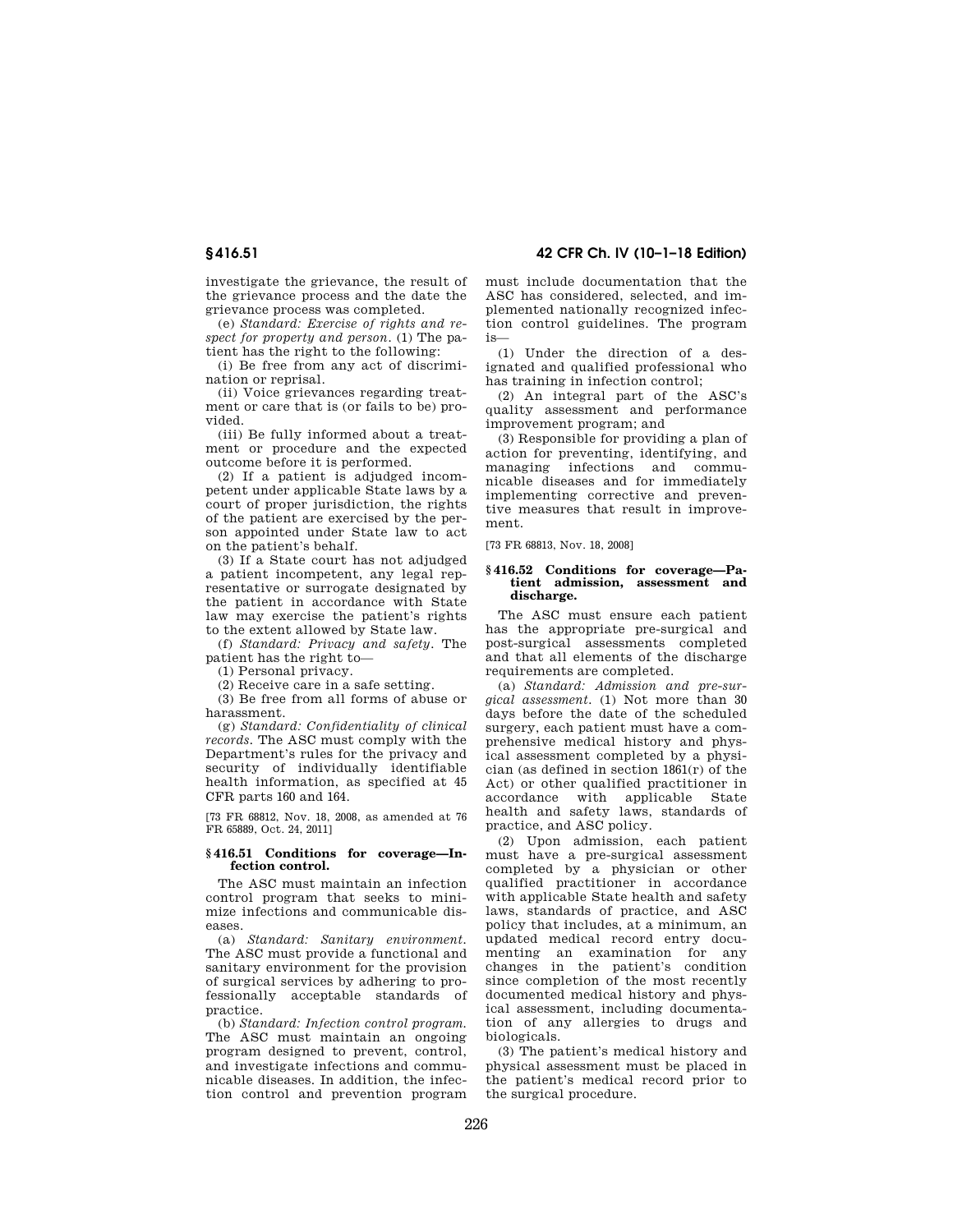investigate the grievance, the result of the grievance process and the date the grievance process was completed.

(e) *Standard: Exercise of rights and respect for property and person.* (1) The patient has the right to the following:

(i) Be free from any act of discrimination or reprisal.

(ii) Voice grievances regarding treatment or care that is (or fails to be) provided.

(iii) Be fully informed about a treatment or procedure and the expected outcome before it is performed.

(2) If a patient is adjudged incompetent under applicable State laws by a court of proper jurisdiction, the rights of the patient are exercised by the person appointed under State law to act on the patient's behalf.

(3) If a State court has not adjudged a patient incompetent, any legal representative or surrogate designated by the patient in accordance with State law may exercise the patient's rights to the extent allowed by State law.

(f) *Standard: Privacy and safety.* The patient has the right to—

(1) Personal privacy.

(2) Receive care in a safe setting.

(3) Be free from all forms of abuse or harassment.

(g) *Standard: Confidentiality of clinical records.* The ASC must comply with the Department's rules for the privacy and security of individually identifiable health information, as specified at 45 CFR parts 160 and 164.

[73 FR 68812, Nov. 18, 2008, as amended at 76 FR 65889, Oct. 24, 2011]

### § 416.51 Conditions for coverage—Infection control.

The ASC must maintain an infection control program that seeks to minimize infections and communicable diseases.

(a) *Standard: Sanitary environment.* The ASC must provide a functional and sanitary environment for the provision of surgical services by adhering to professionally acceptable standards of practice.

(b) *Standard: Infection control program.* The ASC must maintain an ongoing program designed to prevent, control, and investigate infections and communicable diseases. In addition, the infection control and prevention program must include documentation that the ASC has considered, selected, and implemented nationally recognized infection control guidelines. The program is—

(1) Under the direction of a designated and qualified professional who has training in infection control;

(2) An integral part of the ASC's quality assessment and performance improvement program; and

(3) Responsible for providing a plan of action for preventing, identifying, and managing infections and communicable diseases and for immediately implementing corrective and preventive measures that result in improvement.

[73 FR 68813, Nov. 18, 2008]

### § 416.52 Conditions for coverage—Patient admission, assessment and discharge.

The ASC must ensure each patient has the appropriate pre-surgical and post-surgical assessments completed and that all elements of the discharge requirements are completed.

(a) *Standard: Admission and pre-surgical assessment.* (1) Not more than 30 days before the date of the scheduled surgery, each patient must have a comprehensive medical history and physical assessment completed by a physician (as defined in section 1861(r) of the Act) or other qualified practitioner in accordance with applicable State health and safety laws, standards of practice, and ASC policy.

(2) Upon admission, each patient must have a pre-surgical assessment completed by a physician or other qualified practitioner in accordance with applicable State health and safety laws, standards of practice, and ASC policy that includes, at a minimum, an updated medical record entry documenting an examination for any changes in the patient's condition since completion of the most recently documented medical history and physical assessment, including documentation of any allergies to drugs and biologicals.

(3) The patient's medical history and physical assessment must be placed in the patient's medical record prior to the surgical procedure.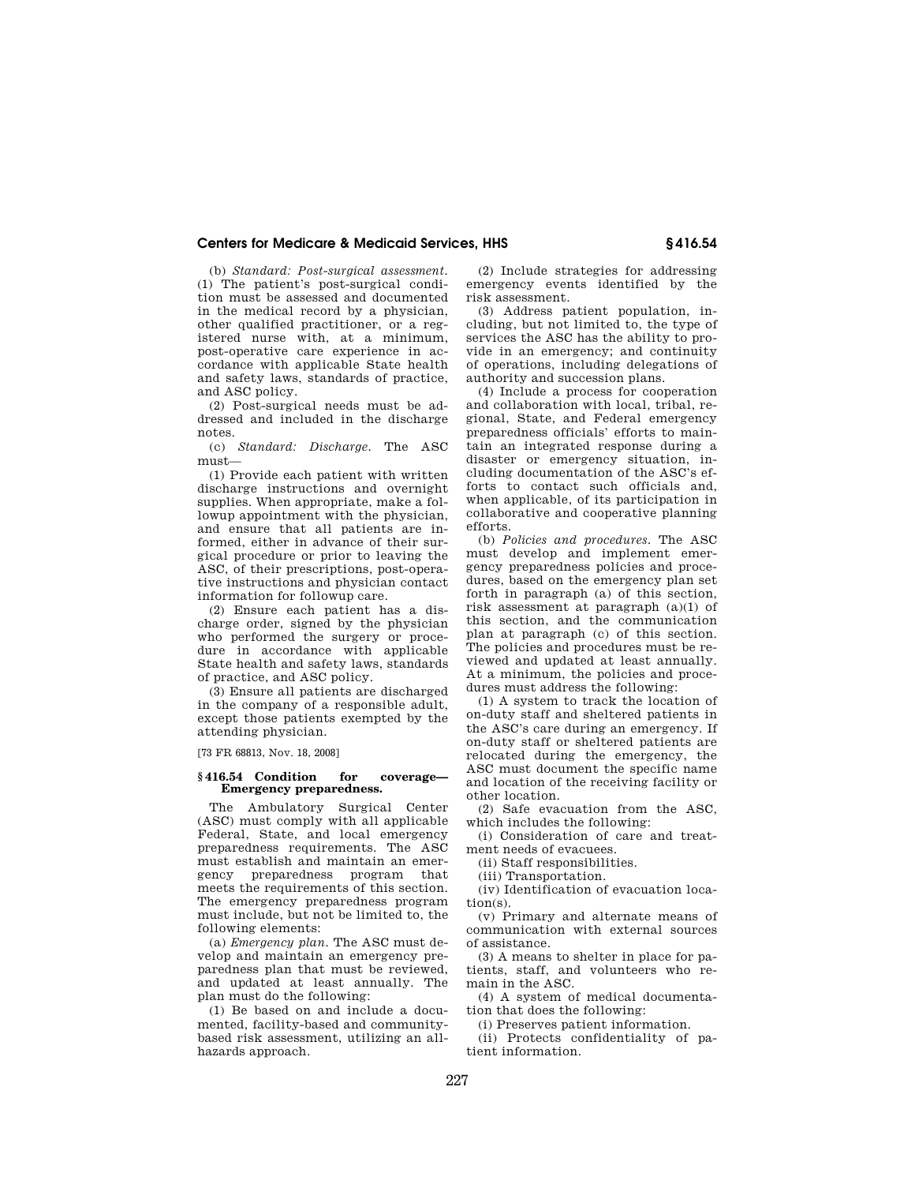(b) *Standard: Post-surgical assessment.* (1) The patient's post-surgical condition must be assessed and documented in the medical record by a physician, other qualified practitioner, or a registered nurse with, at a minimum, post-operative care experience in accordance with applicable State health and safety laws, standards of practice, and ASC policy.

(2) Post-surgical needs must be addressed and included in the discharge notes.

(c) *Standard: Discharge.* The ASC must—

(1) Provide each patient with written discharge instructions and overnight supplies. When appropriate, make a followup appointment with the physician, and ensure that all patients are informed, either in advance of their surgical procedure or prior to leaving the ASC, of their prescriptions, post-operative instructions and physician contact information for followup care.

(2) Ensure each patient has a discharge order, signed by the physician who performed the surgery or procedure in accordance with applicable State health and safety laws, standards of practice, and ASC policy.

(3) Ensure all patients are discharged in the company of a responsible adult, except those patients exempted by the attending physician.

[73 FR 68813, Nov. 18, 2008]

### § 416.54 Condition for coverage—Emergency preparedness.

The Ambulatory Surgical Center (ASC) must comply with all applicable Federal, State, and local emergency preparedness requirements. The ASC must establish and maintain an emergency preparedness program that meets the requirements of this section. The emergency preparedness program must include, but not be limited to, the following elements:

(a) *Emergency plan.* The ASC must develop and maintain an emergency preparedness plan that must be reviewed, and updated at least annually. The plan must do the following:

(1) Be based on and include a documented, facility-based and community-based risk assessment, utilizing an all-hazards approach.

(2) Include strategies for addressing emergency events identified by the risk assessment.

(3) Address patient population, including, but not limited to, the type of services the ASC has the ability to provide in an emergency; and continuity of operations, including delegations of authority and succession plans.

(4) Include a process for cooperation and collaboration with local, tribal, regional, State, and Federal emergency preparedness officials' efforts to maintain an integrated response during a disaster or emergency situation, including documentation of the ASC's efforts to contact such officials and, when applicable, of its participation in collaborative and cooperative planning efforts.

(b) *Policies and procedures.* The ASC must develop and implement emergency preparedness policies and procedures, based on the emergency plan set forth in paragraph (a) of this section, risk assessment at paragraph (a)(1) of this section, and the communication plan at paragraph (c) of this section. The policies and procedures must be reviewed and updated at least annually. At a minimum, the policies and procedures must address the following:

(1) A system to track the location of on-duty staff and sheltered patients in the ASC's care during an emergency. If on-duty staff or sheltered patients are relocated during the emergency, the ASC must document the specific name and location of the receiving facility or other location.

(2) Safe evacuation from the ASC, which includes the following:

(i) Consideration of care and treatment needs of evacuees.

(ii) Staff responsibilities.

(iii) Transportation.

(iv) Identification of evacuation location(s).

(v) Primary and alternate means of communication with external sources of assistance.

(3) A means to shelter in place for patients, staff, and volunteers who remain in the ASC.

(4) A system of medical documentation that does the following:

(i) Preserves patient information.

(ii) Protects confidentiality of patient information.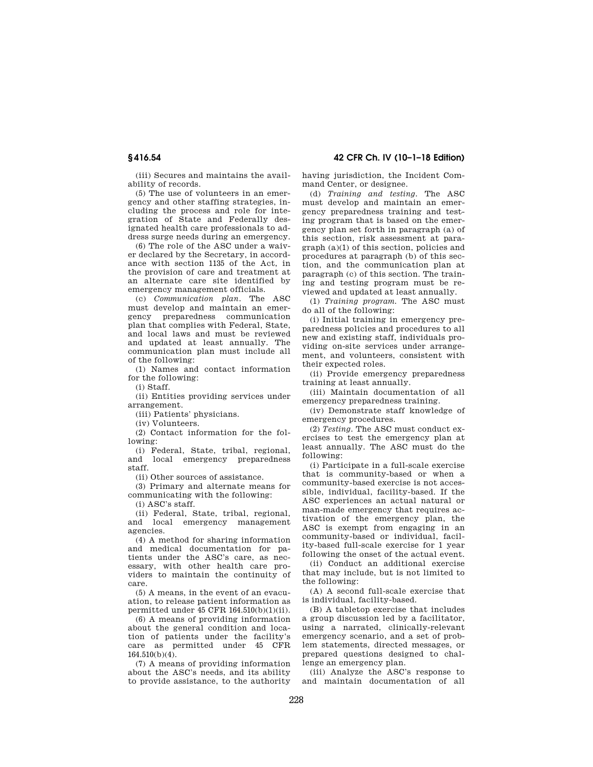(iii) Secures and maintains the availability of records.

(5) The use of volunteers in an emergency and other staffing strategies, including the process and role for integration of State and Federally designated health care professionals to address surge needs during an emergency.

(6) The role of the ASC under a waiver declared by the Secretary, in accordance with section 1135 of the Act, in the provision of care and treatment at an alternate care site identified by emergency management officials.

(c) *Communication plan.* The ASC must develop and maintain an emergency preparedness communication plan that complies with Federal, State, and local laws and must be reviewed and updated at least annually. The communication plan must include all of the following:

(1) Names and contact information for the following:

(i) Staff.

(ii) Entities providing services under arrangement.

(iii) Patients' physicians.

(iv) Volunteers.

(2) Contact information for the following:

(i) Federal, State, tribal, regional, and local emergency preparedness staff.

(ii) Other sources of assistance.

(3) Primary and alternate means for communicating with the following:

(i) ASC's staff.

(ii) Federal, State, tribal, regional, and local emergency management agencies.

(4) A method for sharing information and medical documentation for patients under the ASC's care, as necessary, with other health care providers to maintain the continuity of care.

(5) A means, in the event of an evacuation, to release patient information as permitted under 45 CFR 164.510(b)(1)(ii).

(6) A means of providing information about the general condition and location of patients under the facility's care as permitted under 45 CFR 164.510(b)(4).

(7) A means of providing information about the ASC's needs, and its ability to provide assistance, to the authority having jurisdiction, the Incident Command Center, or designee.

(d) *Training and testing.* The ASC must develop and maintain an emergency preparedness training and testing program that is based on the emergency plan set forth in paragraph (a) of this section, risk assessment at paragraph (a)(1) of this section, policies and procedures at paragraph (b) of this section, and the communication plan at paragraph (c) of this section. The training and testing program must be reviewed and updated at least annually.

(1) *Training program.* The ASC must do all of the following:

(i) Initial training in emergency preparedness policies and procedures to all new and existing staff, individuals providing on-site services under arrangement, and volunteers, consistent with their expected roles.

(ii) Provide emergency preparedness training at least annually.

(iii) Maintain documentation of all emergency preparedness training.

(iv) Demonstrate staff knowledge of emergency procedures.

(2) *Testing.* The ASC must conduct exercises to test the emergency plan at least annually. The ASC must do the following:

(i) Participate in a full-scale exercise that is community-based or when a community-based exercise is not accessible, individual, facility-based. If the ASC experiences an actual natural or man-made emergency that requires activation of the emergency plan, the ASC is exempt from engaging in an community-based or individual, facility-based full-scale exercise for 1 year following the onset of the actual event.

(ii) Conduct an additional exercise that may include, but is not limited to the following:

(A) A second full-scale exercise that is individual, facility-based.

(B) A tabletop exercise that includes a group discussion led by a facilitator, using a narrated, clinically-relevant emergency scenario, and a set of problem statements, directed messages, or prepared questions designed to challenge an emergency plan.

(iii) Analyze the ASC's response to and maintain documentation of all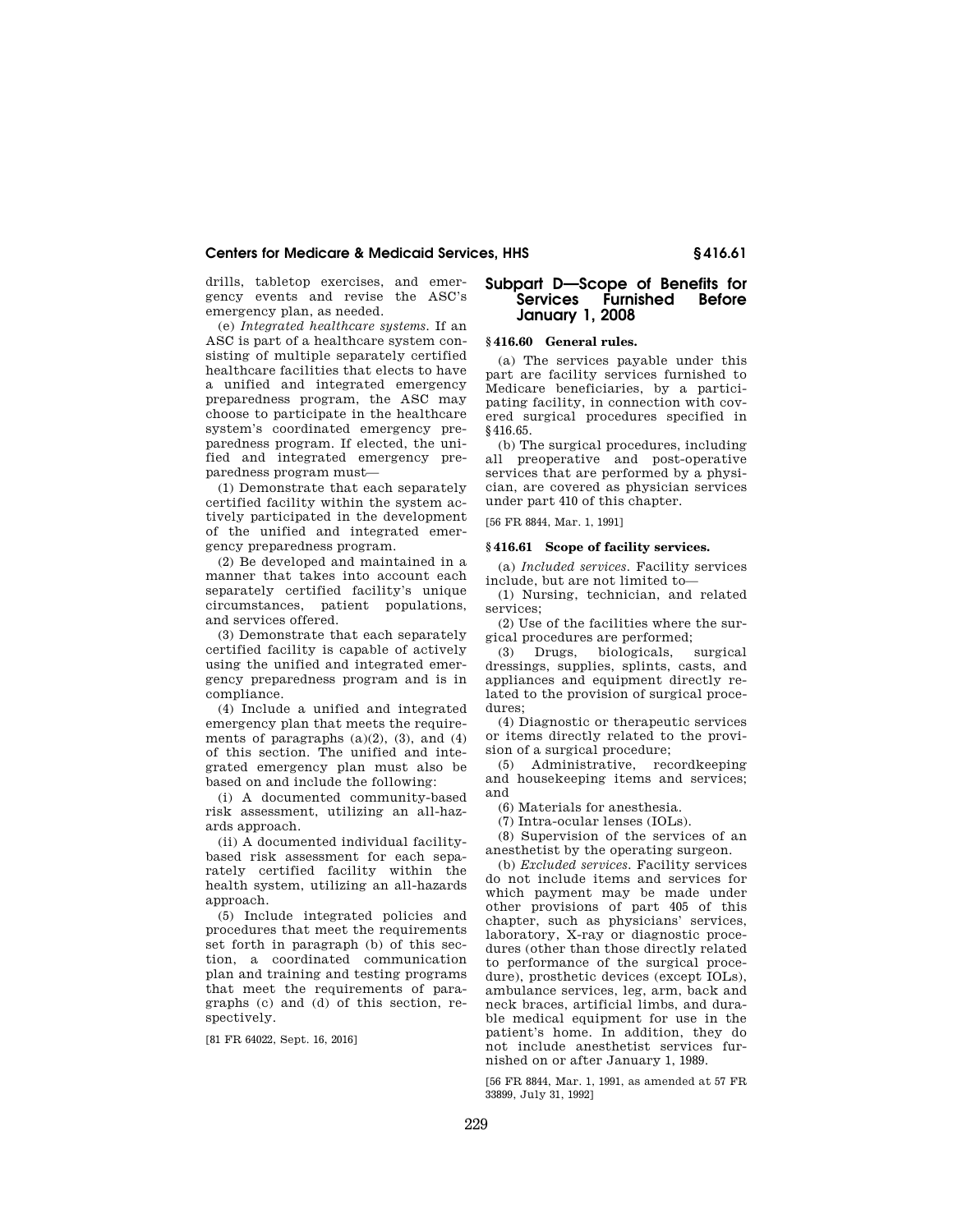drills, tabletop exercises, and emergency events and revise the ASC's emergency plan, as needed.

(e) *Integrated healthcare systems.* If an ASC is part of a healthcare system consisting of multiple separately certified healthcare facilities that elects to have a unified and integrated emergency preparedness program, the ASC may choose to participate in the healthcare system's coordinated emergency preparedness program. If elected, the unified and integrated emergency preparedness program must—

(1) Demonstrate that each separately certified facility within the system actively participated in the development of the unified and integrated emergency preparedness program.

(2) Be developed and maintained in a manner that takes into account each separately certified facility's unique circumstances, patient populations, and services offered.

(3) Demonstrate that each separately certified facility is capable of actively using the unified and integrated emergency preparedness program and is in compliance.

(4) Include a unified and integrated emergency plan that meets the requirements of paragraphs (a)(2), (3), and (4) of this section. The unified and integrated emergency plan must also be based on and include the following:

(i) A documented community-based risk assessment, utilizing an all-hazards approach.

(ii) A documented individual facility-based risk assessment for each separately certified facility within the health system, utilizing an all-hazards approach.

(5) Include integrated policies and procedures that meet the requirements set forth in paragraph (b) of this section, a coordinated communication plan and training and testing programs that meet the requirements of paragraphs (c) and (d) of this section, respectively.

[81 FR 64022, Sept. 16, 2016]

## Subpart D—Scope of Benefits for Services Furnished Before January 1, 2008

### § 416.60 General rules.

(a) The services payable under this part are facility services furnished to Medicare beneficiaries, by a participating facility, in connection with covered surgical procedures specified in § 416.65.

(b) The surgical procedures, including all preoperative and post-operative services that are performed by a physician, are covered as physician services under part 410 of this chapter.

[56 FR 8844, Mar. 1, 1991]

### § 416.61 Scope of facility services.

(a) *Included services.* Facility services include, but are not limited to—

(1) Nursing, technician, and related services;

(2) Use of the facilities where the surgical procedures are performed;

(3) Drugs, biologicals, surgical dressings, supplies, splints, casts, and appliances and equipment directly related to the provision of surgical procedures;

(4) Diagnostic or therapeutic services or items directly related to the provision of a surgical procedure;

(5) Administrative, recordkeeping and housekeeping items and services; and

(6) Materials for anesthesia.

(7) Intra-ocular lenses (IOLs).

(8) Supervision of the services of an anesthetist by the operating surgeon.

(b) *Excluded services.* Facility services do not include items and services for which payment may be made under other provisions of part 405 of this chapter, such as physicians' services, laboratory, X-ray or diagnostic procedures (other than those directly related to performance of the surgical procedure), prosthetic devices (except IOLs), ambulance services, leg, arm, back and neck braces, artificial limbs, and durable medical equipment for use in the patient's home. In addition, they do not include anesthetist services furnished on or after January 1, 1989.

[56 FR 8844, Mar. 1, 1991, as amended at 57 FR 33899, July 31, 1992]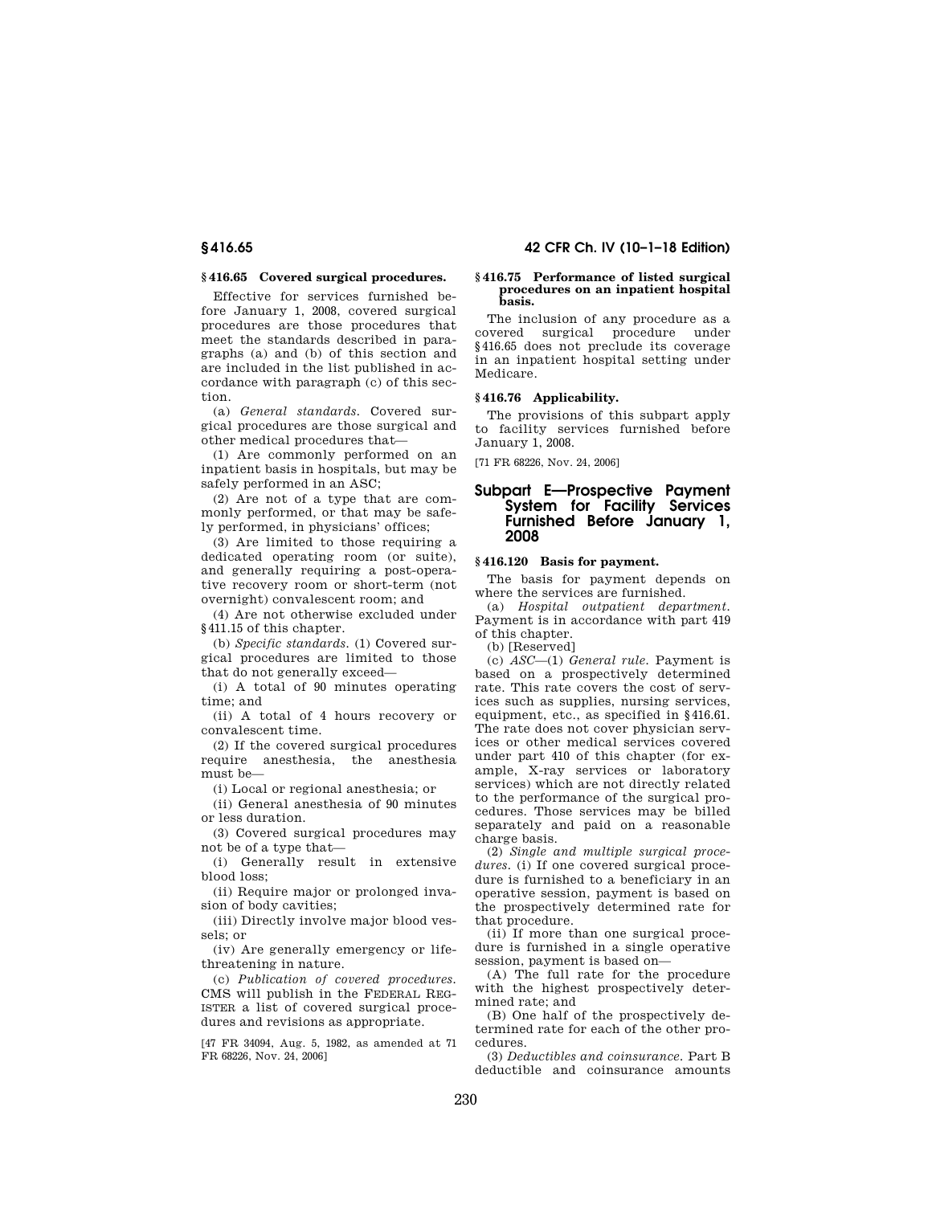### § 416.65 Covered surgical procedures.

Effective for services furnished before January 1, 2008, covered surgical procedures are those procedures that meet the standards described in paragraphs (a) and (b) of this section and are included in the list published in accordance with paragraph (c) of this section.

(a) *General standards.* Covered surgical procedures are those surgical and other medical procedures that—

(1) Are commonly performed on an inpatient basis in hospitals, but may be safely performed in an ASC;

(2) Are not of a type that are commonly performed, or that may be safely performed, in physicians' offices;

(3) Are limited to those requiring a dedicated operating room (or suite), and generally requiring a post-operative recovery room or short-term (not overnight) convalescent room; and

(4) Are not otherwise excluded under § 411.15 of this chapter.

(b) *Specific standards.* (1) Covered surgical procedures are limited to those that do not generally exceed—

(i) A total of 90 minutes operating time; and

(ii) A total of 4 hours recovery or convalescent time.

(2) If the covered surgical procedures require anesthesia, the anesthesia must be—

(i) Local or regional anesthesia; or

(ii) General anesthesia of 90 minutes or less duration.

(3) Covered surgical procedures may not be of a type that—

(i) Generally result in extensive blood loss;

(ii) Require major or prolonged invasion of body cavities;

(iii) Directly involve major blood vessels; or

(iv) Are generally emergency or life-threatening in nature.

(c) *Publication of covered procedures.* CMS will publish in the FEDERAL REGISTER a list of covered surgical procedures and revisions as appropriate.

[47 FR 34094, Aug. 5, 1982, as amended at 71 FR 68226, Nov. 24, 2006]

### § 416.75 Performance of listed surgical procedures on an inpatient hospital basis.

The inclusion of any procedure as a covered surgical procedure under § 416.65 does not preclude its coverage in an inpatient hospital setting under Medicare.

### § 416.76 Applicability.

The provisions of this subpart apply to facility services furnished before January 1, 2008.

[71 FR 68226, Nov. 24, 2006]

## Subpart E—Prospective Payment System for Facility Services Furnished Before January 1, 2008

### § 416.120 Basis for payment.

The basis for payment depends on where the services are furnished.

(a) *Hospital outpatient department.* Payment is in accordance with part 419 of this chapter.

(b) [Reserved]

(c) *ASC*—(1) *General rule.* Payment is based on a prospectively determined rate. This rate covers the cost of services such as supplies, nursing services, equipment, etc., as specified in § 416.61. The rate does not cover physician services or other medical services covered under part 410 of this chapter (for example, X-ray services or laboratory services) which are not directly related to the performance of the surgical procedures. Those services may be billed separately and paid on a reasonable charge basis.

(2) *Single and multiple surgical procedures.* (i) If one covered surgical procedure is furnished to a beneficiary in an operative session, payment is based on the prospectively determined rate for that procedure.

(ii) If more than one surgical procedure is furnished in a single operative session, payment is based on—

(A) The full rate for the procedure with the highest prospectively determined rate; and

(B) One half of the prospectively determined rate for each of the other procedures.

(3) *Deductibles and coinsurance.* Part B deductible and coinsurance amounts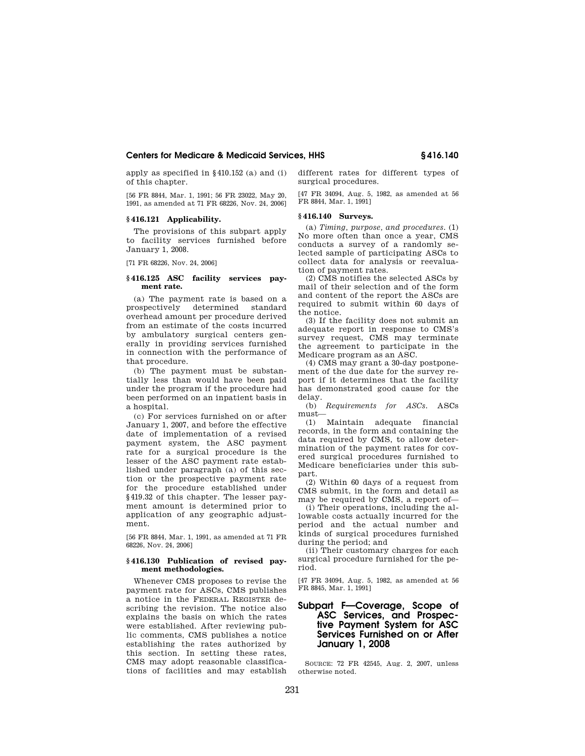apply as specified in § 410.152 (a) and (i) of this chapter.

[56 FR 8844, Mar. 1, 1991; 56 FR 23022, May 20, 1991, as amended at 71 FR 68226, Nov. 24, 2006]

### § 416.121 Applicability.

The provisions of this subpart apply to facility services furnished before January 1, 2008.

[71 FR 68226, Nov. 24, 2006]

### § 416.125 ASC facility services payment rate.

(a) The payment rate is based on a prospectively determined standard overhead amount per procedure derived from an estimate of the costs incurred by ambulatory surgical centers generally in providing services furnished in connection with the performance of that procedure.

(b) The payment must be substantially less than would have been paid under the program if the procedure had been performed on an inpatient basis in a hospital.

(c) For services furnished on or after January 1, 2007, and before the effective date of implementation of a revised payment system, the ASC payment rate for a surgical procedure is the lesser of the ASC payment rate established under paragraph (a) of this section or the prospective payment rate for the procedure established under § 419.32 of this chapter. The lesser payment amount is determined prior to application of any geographic adjustment.

[56 FR 8844, Mar. 1, 1991, as amended at 71 FR 68226, Nov. 24, 2006]

### § 416.130 Publication of revised payment methodologies.

Whenever CMS proposes to revise the payment rate for ASCs, CMS publishes a notice in the FEDERAL REGISTER describing the revision. The notice also explains the basis on which the rates were established. After reviewing public comments, CMS publishes a notice establishing the rates authorized by this section. In setting these rates, CMS may adopt reasonable classifications of facilities and may establish different rates for different types of surgical procedures.

[47 FR 34094, Aug. 5, 1982, as amended at 56 FR 8844, Mar. 1, 1991]

### § 416.140 Surveys.

(a) *Timing, purpose, and procedures.* (1) No more often than once a year, CMS conducts a survey of a randomly selected sample of participating ASCs to collect data for analysis or reevaluation of payment rates.

(2) CMS notifies the selected ASCs by mail of their selection and of the form and content of the report the ASCs are required to submit within 60 days of the notice.

(3) If the facility does not submit an adequate report in response to CMS's survey request, CMS may terminate the agreement to participate in the Medicare program as an ASC.

(4) CMS may grant a 30-day postponement of the due date for the survey report if it determines that the facility has demonstrated good cause for the delay.

(b) *Requirements for ASCs.* ASCs must—

(1) Maintain adequate financial records, in the form and containing the data required by CMS, to allow determination of the payment rates for covered surgical procedures furnished to Medicare beneficiaries under this subpart.

(2) Within 60 days of a request from CMS submit, in the form and detail as may be required by CMS, a report of—

(i) Their operations, including the allowable costs actually incurred for the period and the actual number and kinds of surgical procedures furnished during the period; and

(ii) Their customary charges for each surgical procedure furnished for the period.

[47 FR 34094, Aug. 5, 1982, as amended at 56 FR 8845, Mar. 1, 1991]

## Subpart F—Coverage, Scope of ASC Services, and Prospective Payment System for ASC Services Furnished on or After January 1, 2008

SOURCE: 72 FR 42545, Aug. 2, 2007, unless otherwise noted.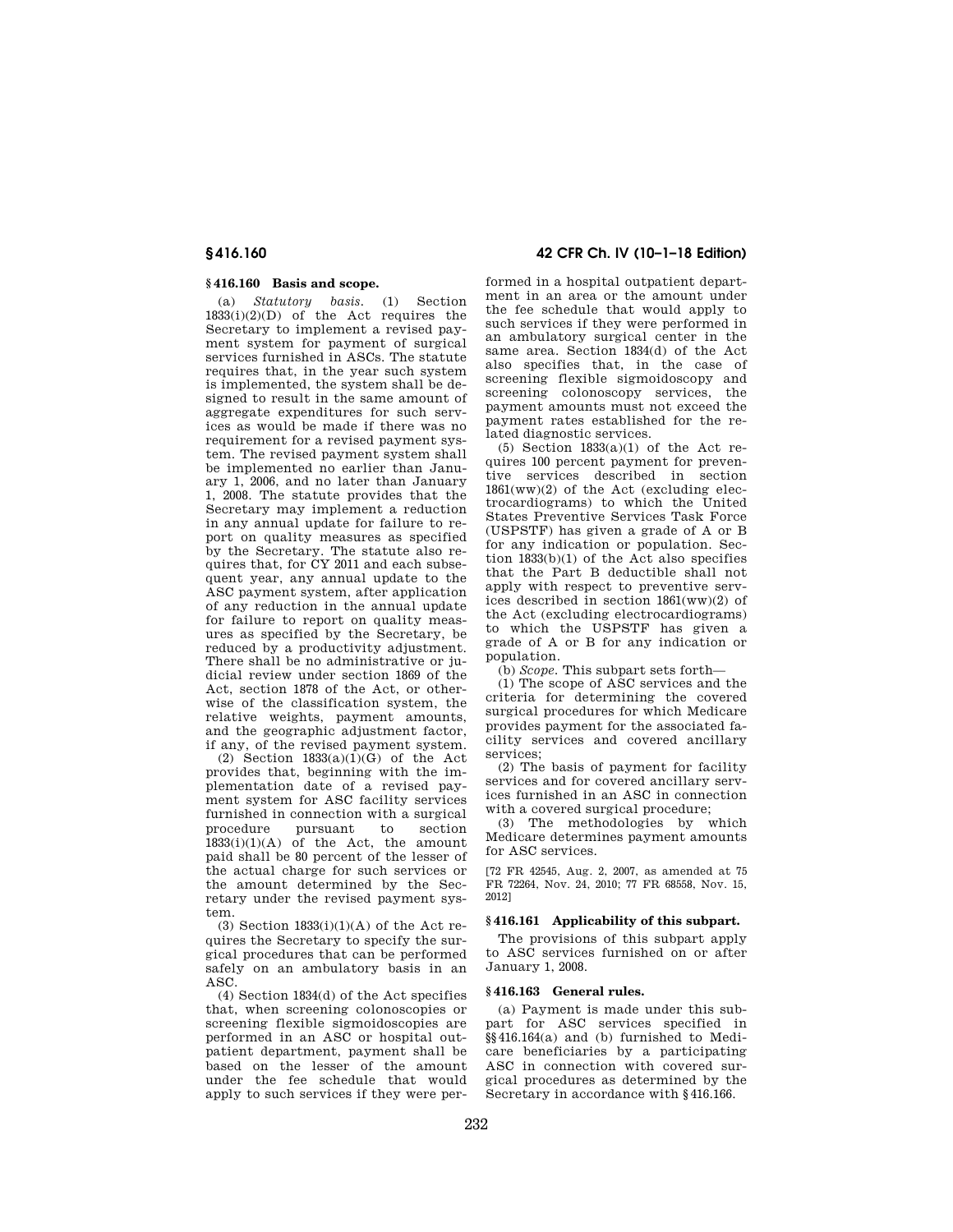## § 416.160 Basis and scope.

(a) *Statutory basis.* (1) Section 1833(i)(2)(D) of the Act requires the Secretary to implement a revised payment system for payment of surgical services furnished in ASCs. The statute requires that, in the year such system is implemented, the system shall be designed to result in the same amount of aggregate expenditures for such services as would be made if there was no requirement for a revised payment system. The revised payment system shall be implemented no earlier than January 1, 2006, and no later than January 1, 2008. The statute provides that the Secretary may implement a reduction in any annual update for failure to report on quality measures as specified by the Secretary. The statute also requires that, for CY 2011 and each subsequent year, any annual update to the ASC payment system, after application of any reduction in the annual update for failure to report on quality measures as specified by the Secretary, be reduced by a productivity adjustment. There shall be no administrative or judicial review under section 1869 of the Act, section 1878 of the Act, or otherwise of the classification system, the relative weights, payment amounts, and the geographic adjustment factor, if any, of the revised payment system.

(2) Section 1833(a)(1)(G) of the Act provides that, beginning with the implementation date of a revised payment system for ASC facility services furnished in connection with a surgical procedure pursuant to section 1833(i)(1)(A) of the Act, the amount paid shall be 80 percent of the lesser of the actual charge for such services or the amount determined by the Secretary under the revised payment system.

(3) Section 1833(i)(1)(A) of the Act requires the Secretary to specify the surgical procedures that can be performed safely on an ambulatory basis in an ASC.

(4) Section 1834(d) of the Act specifies that, when screening colonoscopies or screening flexible sigmoidoscopies are performed in an ASC or hospital outpatient department, payment shall be based on the lesser of the amount under the fee schedule that would apply to such services if they were performed in a hospital outpatient department in an area or the amount under the fee schedule that would apply to such services if they were performed in an ambulatory surgical center in the same area. Section 1834(d) of the Act also specifies that, in the case of screening flexible sigmoidoscopy and screening colonoscopy services, the payment amounts must not exceed the payment rates established for the related diagnostic services.

(5) Section 1833(a)(1) of the Act requires 100 percent payment for preventive services described in section 1861(ww)(2) of the Act (excluding electrocardiograms) to which the United States Preventive Services Task Force (USPSTF) has given a grade of A or B for any indication or population. Section 1833(b)(1) of the Act also specifies that the Part B deductible shall not apply with respect to preventive services described in section 1861(ww)(2) of the Act (excluding electrocardiograms) to which the USPSTF has given a grade of A or B for any indication or population.

(b) *Scope.* This subpart sets forth—

(1) The scope of ASC services and the criteria for determining the covered surgical procedures for which Medicare provides payment for the associated facility services and covered ancillary services;

(2) The basis of payment for facility services and for covered ancillary services furnished in an ASC in connection with a covered surgical procedure;

(3) The methodologies by which Medicare determines payment amounts for ASC services.

[72 FR 42545, Aug. 2, 2007, as amended at 75 FR 72264, Nov. 24, 2010; 77 FR 68558, Nov. 15, 2012]

## § 416.161 Applicability of this subpart.

The provisions of this subpart apply to ASC services furnished on or after January 1, 2008.

## § 416.163 General rules.

(a) Payment is made under this subpart for ASC services specified in §§ 416.164(a) and (b) furnished to Medicare beneficiaries by a participating ASC in connection with covered surgical procedures as determined by the Secretary in accordance with § 416.166.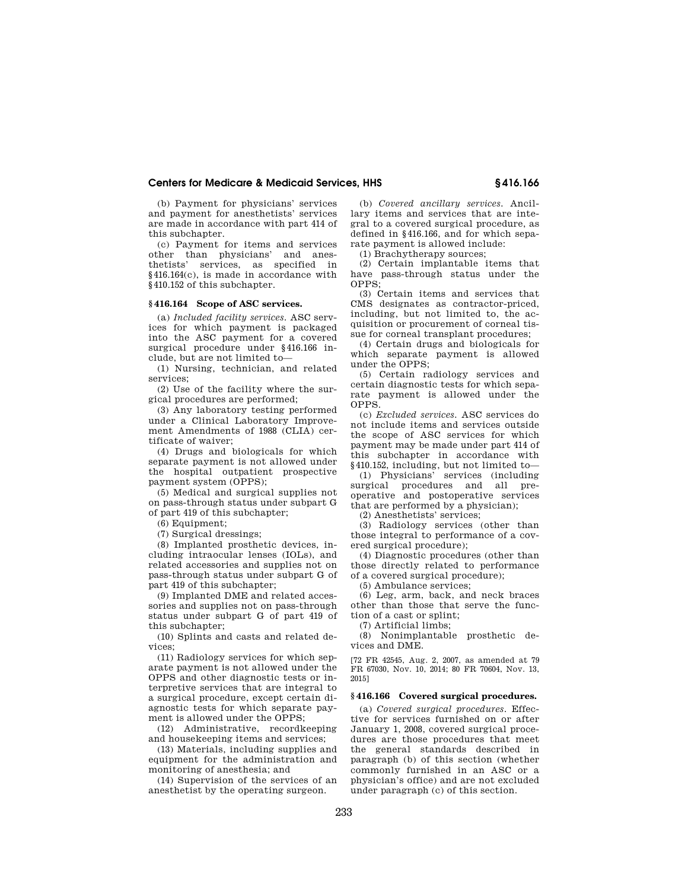(b) Payment for physicians' services and payment for anesthetists' services are made in accordance with part 414 of this subchapter.

(c) Payment for items and services other than physicians' and anesthetists' services, as specified in §416.164(c), is made in accordance with §410.152 of this subchapter.

## §416.164 Scope of ASC services.

(a) *Included facility services.* ASC services for which payment is packaged into the ASC payment for a covered surgical procedure under §416.166 include, but are not limited to—

(1) Nursing, technician, and related services;

(2) Use of the facility where the surgical procedures are performed;

(3) Any laboratory testing performed under a Clinical Laboratory Improvement Amendments of 1988 (CLIA) certificate of waiver;

(4) Drugs and biologicals for which separate payment is not allowed under the hospital outpatient prospective payment system (OPPS);

(5) Medical and surgical supplies not on pass-through status under subpart G of part 419 of this subchapter;

(6) Equipment;

(7) Surgical dressings;

(8) Implanted prosthetic devices, including intraocular lenses (IOLs), and related accessories and supplies not on pass-through status under subpart G of part 419 of this subchapter;

(9) Implanted DME and related accessories and supplies not on pass-through status under subpart G of part 419 of this subchapter;

(10) Splints and casts and related devices;

(11) Radiology services for which separate payment is not allowed under the OPPS and other diagnostic tests or interpretive services that are integral to a surgical procedure, except certain diagnostic tests for which separate payment is allowed under the OPPS;

(12) Administrative, recordkeeping and housekeeping items and services;

(13) Materials, including supplies and equipment for the administration and monitoring of anesthesia; and

(14) Supervision of the services of an anesthetist by the operating surgeon.

(b) *Covered ancillary services.* Ancillary items and services that are integral to a covered surgical procedure, as defined in §416.166, and for which separate payment is allowed include:

(1) Brachytherapy sources;

(2) Certain implantable items that have pass-through status under the OPPS;

(3) Certain items and services that CMS designates as contractor-priced, including, but not limited to, the acquisition or procurement of corneal tissue for corneal transplant procedures;

(4) Certain drugs and biologicals for which separate payment is allowed under the OPPS;

(5) Certain radiology services and certain diagnostic tests for which separate payment is allowed under the OPPS.

(c) *Excluded services.* ASC services do not include items and services outside the scope of ASC services for which payment may be made under part 414 of this subchapter in accordance with §410.152, including, but not limited to—

(1) Physicians' services (including surgical procedures and all preoperative and postoperative services that are performed by a physician);

(2) Anesthetists' services;

(3) Radiology services (other than those integral to performance of a covered surgical procedure);

(4) Diagnostic procedures (other than those directly related to performance of a covered surgical procedure);

(5) Ambulance services;

(6) Leg, arm, back, and neck braces other than those that serve the function of a cast or splint;

(7) Artificial limbs;

(8) Nonimplantable prosthetic devices and DME.

[72 FR 42545, Aug. 2, 2007, as amended at 79 FR 67030, Nov. 10, 2014; 80 FR 70604, Nov. 13, 2015]

## §416.166 Covered surgical procedures.

(a) *Covered surgical procedures.* Effective for services furnished on or after January 1, 2008, covered surgical procedures are those procedures that meet the general standards described in paragraph (b) of this section (whether commonly furnished in an ASC or a physician's office) and are not excluded under paragraph (c) of this section.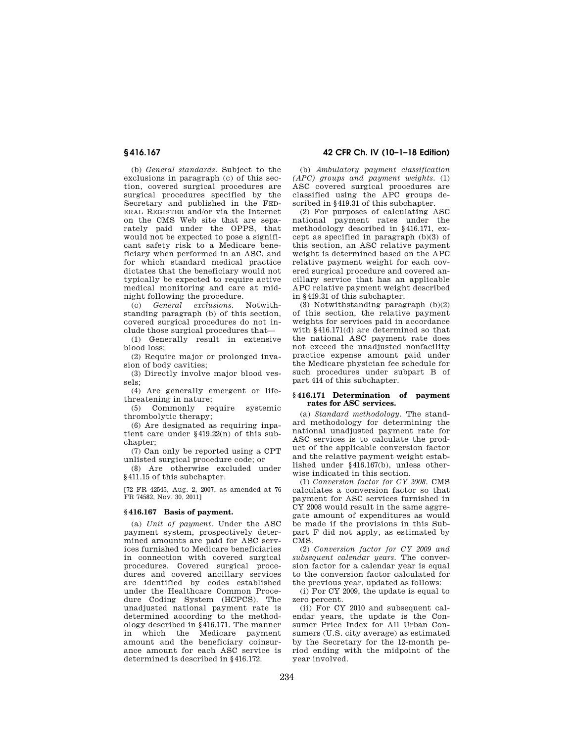(b) *General standards.* Subject to the exclusions in paragraph (c) of this section, covered surgical procedures are surgical procedures specified by the Secretary and published in the FEDERAL REGISTER and/or via the Internet on the CMS Web site that are separately paid under the OPPS, that would not be expected to pose a significant safety risk to a Medicare beneficiary when performed in an ASC, and for which standard medical practice dictates that the beneficiary would not typically be expected to require active medical monitoring and care at midnight following the procedure.

(c) *General exclusions.* Notwithstanding paragraph (b) of this section, covered surgical procedures do not include those surgical procedures that—

(1) Generally result in extensive blood loss;

(2) Require major or prolonged invasion of body cavities;

(3) Directly involve major blood vessels;

(4) Are generally emergent or life-threatening in nature;

(5) Commonly require systemic thrombolytic therapy;

(6) Are designated as requiring inpatient care under §419.22(n) of this subchapter;

(7) Can only be reported using a CPT unlisted surgical procedure code; or

(8) Are otherwise excluded under §411.15 of this subchapter.

[72 FR 42545, Aug. 2, 2007, as amended at 76 FR 74582, Nov. 30, 2011]

## §416.167 Basis of payment.

(a) *Unit of payment.* Under the ASC payment system, prospectively determined amounts are paid for ASC services furnished to Medicare beneficiaries in connection with covered surgical procedures. Covered surgical procedures and covered ancillary services are identified by codes established under the Healthcare Common Procedure Coding System (HCPCS). The unadjusted national payment rate is determined according to the methodology described in §416.171. The manner in which the Medicare payment amount and the beneficiary coinsurance amount for each ASC service is determined is described in §416.172.

(b) *Ambulatory payment classification (APC) groups and payment weights.* (1) ASC covered surgical procedures are classified using the APC groups described in §419.31 of this subchapter.

(2) For purposes of calculating ASC national payment rates under the methodology described in §416.171, except as specified in paragraph (b)(3) of this section, an ASC relative payment weight is determined based on the APC relative payment weight for each covered surgical procedure and covered ancillary service that has an applicable APC relative payment weight described in §419.31 of this subchapter.

(3) Notwithstanding paragraph (b)(2) of this section, the relative payment weights for services paid in accordance with §416.171(d) are determined so that the national ASC payment rate does not exceed the unadjusted nonfacility practice expense amount paid under the Medicare physician fee schedule for such procedures under subpart B of part 414 of this subchapter.

## §416.171 Determination of payment rates for ASC services.

(a) *Standard methodology.* The standard methodology for determining the national unadjusted payment rate for ASC services is to calculate the product of the applicable conversion factor and the relative payment weight established under §416.167(b), unless otherwise indicated in this section.

(1) *Conversion factor for CY 2008.* CMS calculates a conversion factor so that payment for ASC services furnished in CY 2008 would result in the same aggregate amount of expenditures as would be made if the provisions in this Subpart F did not apply, as estimated by CMS.

(2) *Conversion factor for CY 2009 and subsequent calendar years.* The conversion factor for a calendar year is equal to the conversion factor calculated for the previous year, updated as follows:

(i) For CY 2009, the update is equal to zero percent.

(ii) For CY 2010 and subsequent calendar years, the update is the Consumer Price Index for All Urban Consumers (U.S. city average) as estimated by the Secretary for the 12-month period ending with the midpoint of the year involved.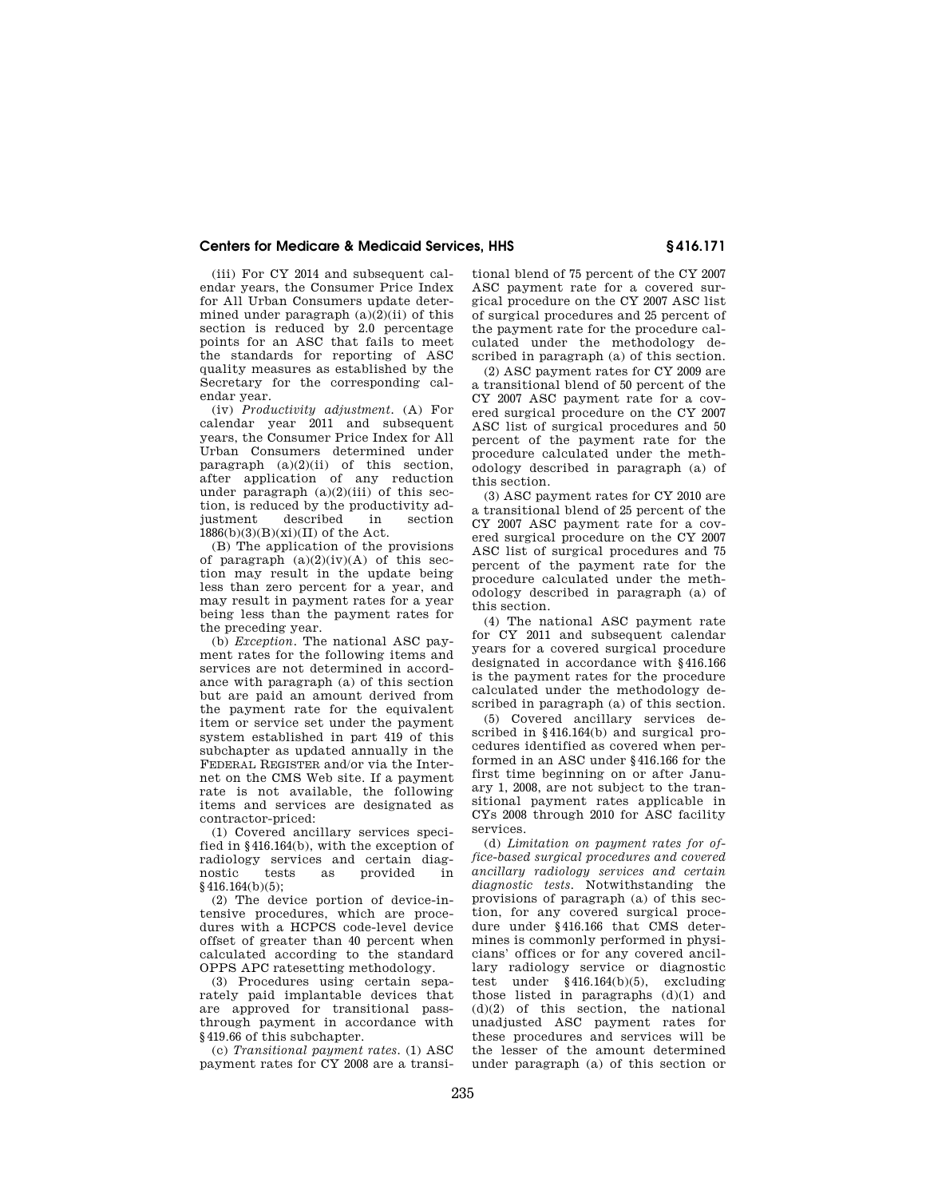(iii) For CY 2014 and subsequent calendar years, the Consumer Price Index for All Urban Consumers update determined under paragraph (a)(2)(ii) of this section is reduced by 2.0 percentage points for an ASC that fails to meet the standards for reporting of ASC quality measures as established by the Secretary for the corresponding calendar year.

(iv) *Productivity adjustment.* (A) For calendar year 2011 and subsequent years, the Consumer Price Index for All Urban Consumers determined under paragraph (a)(2)(ii) of this section, after application of any reduction under paragraph (a)(2)(iii) of this section, is reduced by the productivity adjustment described in section 1886(b)(3)(B)(xi)(II) of the Act.

(B) The application of the provisions of paragraph (a)(2)(iv)(A) of this section may result in the update being less than zero percent for a year, and may result in payment rates for a year being less than the payment rates for the preceding year.

(b) *Exception.* The national ASC payment rates for the following items and services are not determined in accordance with paragraph (a) of this section but are paid an amount derived from the payment rate for the equivalent item or service set under the payment system established in part 419 of this subchapter as updated annually in the FEDERAL REGISTER and/or via the Internet on the CMS Web site. If a payment rate is not available, the following items and services are designated as contractor-priced:

(1) Covered ancillary services specified in §416.164(b), with the exception of radiology services and certain diagnostic tests as provided in §416.164(b)(5);

(2) The device portion of device-intensive procedures, which are procedures with a HCPCS code-level device offset of greater than 40 percent when calculated according to the standard OPPS APC ratesetting methodology.

(3) Procedures using certain separately paid implantable devices that are approved for transitional pass-through payment in accordance with §419.66 of this subchapter.

(c) *Transitional payment rates.* (1) ASC payment rates for CY 2008 are a transitional blend of 75 percent of the CY 2007 ASC payment rate for a covered surgical procedure on the CY 2007 ASC list of surgical procedures and 25 percent of the payment rate for the procedure calculated under the methodology described in paragraph (a) of this section.

(2) ASC payment rates for CY 2009 are a transitional blend of 50 percent of the CY 2007 ASC payment rate for a covered surgical procedure on the CY 2007 ASC list of surgical procedures and 50 percent of the payment rate for the procedure calculated under the methodology described in paragraph (a) of this section.

(3) ASC payment rates for CY 2010 are a transitional blend of 25 percent of the CY 2007 ASC payment rate for a covered surgical procedure on the CY 2007 ASC list of surgical procedures and 75 percent of the payment rate for the procedure calculated under the methodology described in paragraph (a) of this section.

(4) The national ASC payment rate for CY 2011 and subsequent calendar years for a covered surgical procedure designated in accordance with §416.166 is the payment rates for the procedure calculated under the methodology described in paragraph (a) of this section.

(5) Covered ancillary services described in §416.164(b) and surgical procedures identified as covered when performed in an ASC under §416.166 for the first time beginning on or after January 1, 2008, are not subject to the transitional payment rates applicable in CYs 2008 through 2010 for ASC facility services.

(d) *Limitation on payment rates for office-based surgical procedures and covered ancillary radiology services and certain diagnostic tests.* Notwithstanding the provisions of paragraph (a) of this section, for any covered surgical procedure under §416.166 that CMS determines is commonly performed in physicians' offices or for any covered ancillary radiology service or diagnostic test under §416.164(b)(5), excluding those listed in paragraphs (d)(1) and (d)(2) of this section, the national unadjusted ASC payment rates for these procedures and services will be the lesser of the amount determined under paragraph (a) of this section or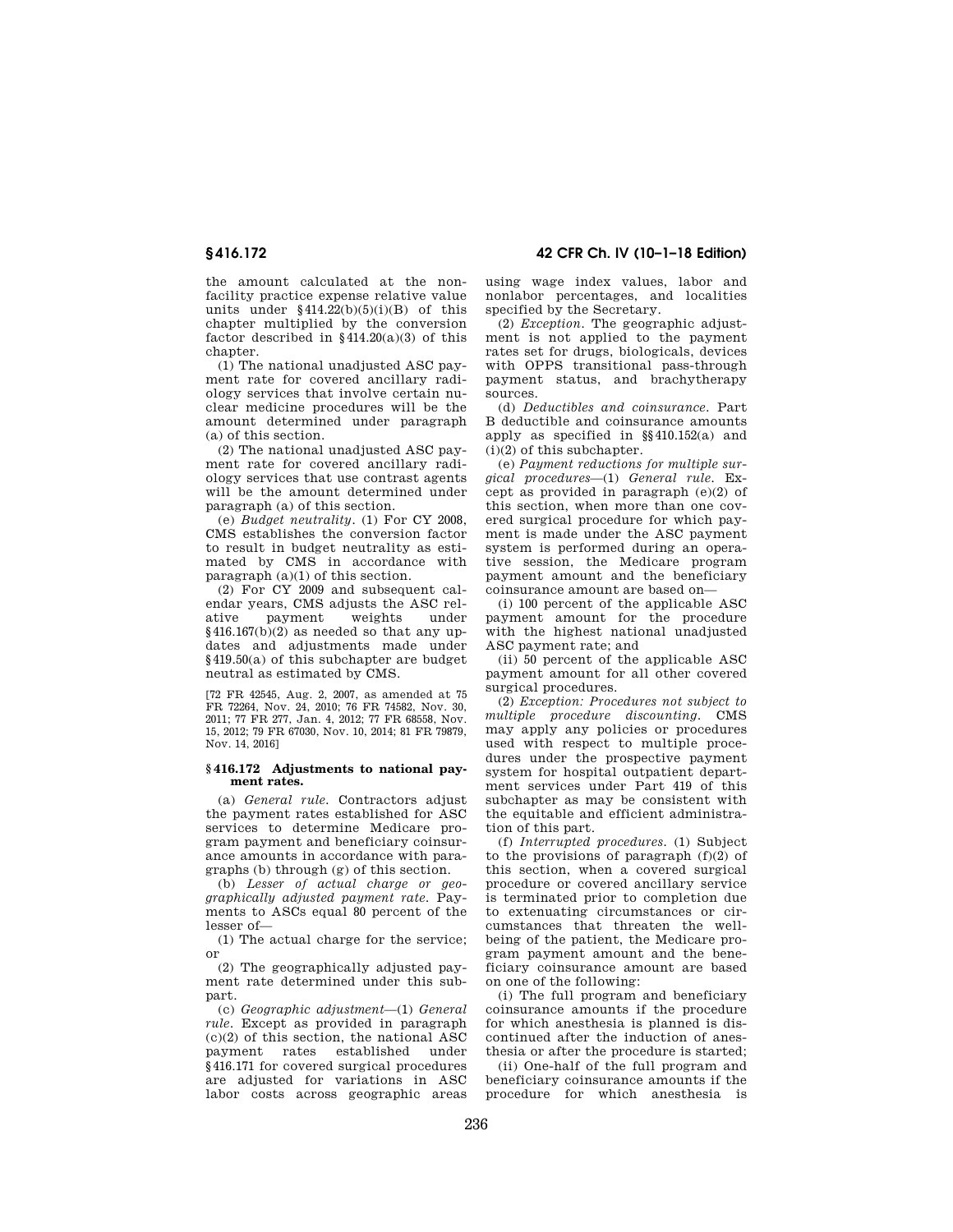the amount calculated at the nonfacility practice expense relative value units under §414.22(b)(5)(i)(B) of this chapter multiplied by the conversion factor described in §414.20(a)(3) of this chapter.

(1) The national unadjusted ASC payment rate for covered ancillary radiology services that involve certain nuclear medicine procedures will be the amount determined under paragraph (a) of this section.

(2) The national unadjusted ASC payment rate for covered ancillary radiology services that use contrast agents will be the amount determined under paragraph (a) of this section.

(e) *Budget neutrality.* (1) For CY 2008, CMS establishes the conversion factor to result in budget neutrality as estimated by CMS in accordance with paragraph (a)(1) of this section.

(2) For CY 2009 and subsequent calendar years, CMS adjusts the ASC relative payment weights under §416.167(b)(2) as needed so that any updates and adjustments made under §419.50(a) of this subchapter are budget neutral as estimated by CMS.

[72 FR 42545, Aug. 2, 2007, as amended at 75 FR 72264, Nov. 24, 2010; 76 FR 74582, Nov. 30, 2011; 77 FR 277, Jan. 4, 2012; 77 FR 68558, Nov. 15, 2012; 79 FR 67030, Nov. 10, 2014; 81 FR 79879, Nov. 14, 2016]

### §416.172 Adjustments to national payment rates.

(a) *General rule.* Contractors adjust the payment rates established for ASC services to determine Medicare program payment and beneficiary coinsurance amounts in accordance with paragraphs (b) through (g) of this section.

(b) *Lesser of actual charge or geographically adjusted payment rate.* Payments to ASCs equal 80 percent of the lesser of—

(1) The actual charge for the service; or

(2) The geographically adjusted payment rate determined under this subpart.

(c) *Geographic adjustment*—(1) *General rule.* Except as provided in paragraph (c)(2) of this section, the national ASC payment rates established under §416.171 for covered surgical procedures are adjusted for variations in ASC labor costs across geographic areas using wage index values, labor and nonlabor percentages, and localities specified by the Secretary.

(2) *Exception.* The geographic adjustment is not applied to the payment rates set for drugs, biologicals, devices with OPPS transitional pass-through payment status, and brachytherapy sources.

(d) *Deductibles and coinsurance.* Part B deductible and coinsurance amounts apply as specified in §§410.152(a) and (i)(2) of this subchapter.

(e) *Payment reductions for multiple surgical procedures*—(1) *General rule.* Except as provided in paragraph (e)(2) of this section, when more than one covered surgical procedure for which payment is made under the ASC payment system is performed during an operative session, the Medicare program payment amount and the beneficiary coinsurance amount are based on—

(i) 100 percent of the applicable ASC payment amount for the procedure with the highest national unadjusted ASC payment rate; and

(ii) 50 percent of the applicable ASC payment amount for all other covered surgical procedures.

(2) *Exception: Procedures not subject to multiple procedure discounting.* CMS may apply any policies or procedures used with respect to multiple procedures under the prospective payment system for hospital outpatient department services under Part 419 of this subchapter as may be consistent with the equitable and efficient administration of this part.

(f) *Interrupted procedures.* (1) Subject to the provisions of paragraph (f)(2) of this section, when a covered surgical procedure or covered ancillary service is terminated prior to completion due to extenuating circumstances or circumstances that threaten the well-being of the patient, the Medicare program payment amount and the beneficiary coinsurance amount are based on one of the following:

(i) The full program and beneficiary coinsurance amounts if the procedure for which anesthesia is planned is discontinued after the induction of anesthesia or after the procedure is started;

(ii) One-half of the full program and beneficiary coinsurance amounts if the procedure for which anesthesia is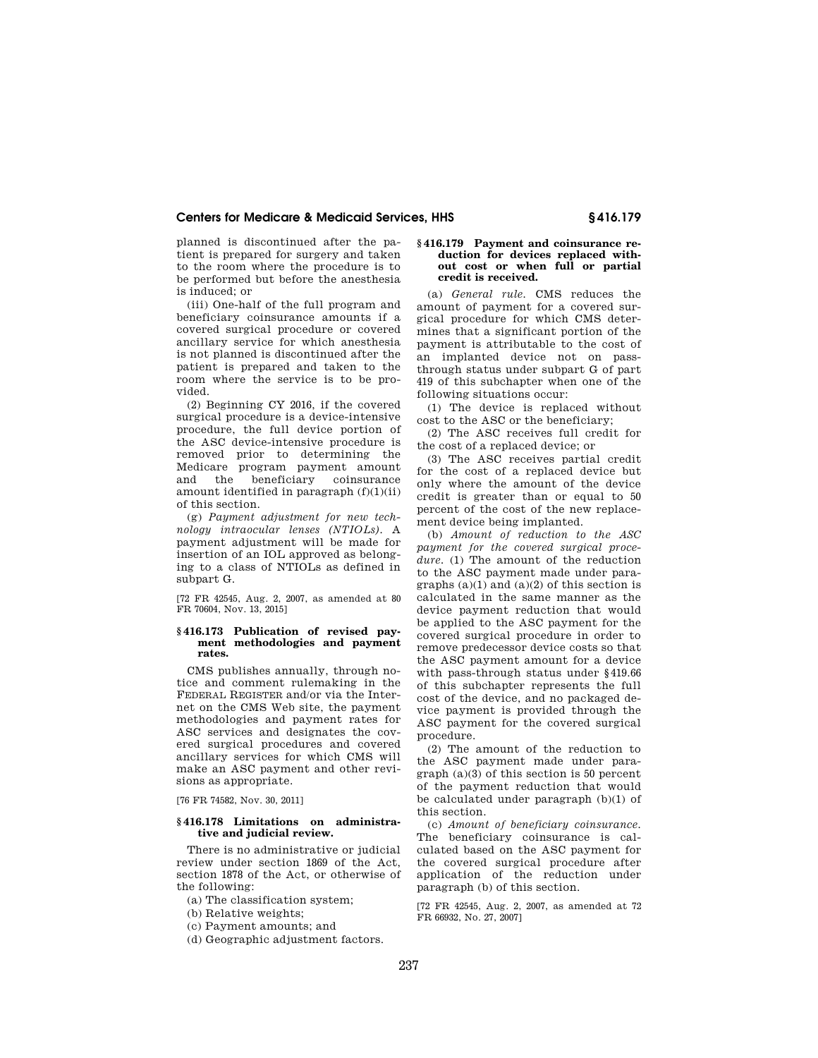planned is discontinued after the patient is prepared for surgery and taken to the room where the procedure is to be performed but before the anesthesia is induced; or

(iii) One-half of the full program and beneficiary coinsurance amounts if a covered surgical procedure or covered ancillary service for which anesthesia is not planned is discontinued after the patient is prepared and taken to the room where the service is to be provided.

(2) Beginning CY 2016, if the covered surgical procedure is a device-intensive procedure, the full device portion of the ASC device-intensive procedure is removed prior to determining the Medicare program payment amount and the beneficiary coinsurance amount identified in paragraph (f)(1)(ii) of this section.

(g) *Payment adjustment for new technology intraocular lenses (NTIOLs).* A payment adjustment will be made for insertion of an IOL approved as belonging to a class of NTIOLs as defined in subpart G.

[72 FR 42545, Aug. 2, 2007, as amended at 80 FR 70604, Nov. 13, 2015]

### § 416.173 Publication of revised payment methodologies and payment rates.

CMS publishes annually, through notice and comment rulemaking in the FEDERAL REGISTER and/or via the Internet on the CMS Web site, the payment methodologies and payment rates for ASC services and designates the covered surgical procedures and covered ancillary services for which CMS will make an ASC payment and other revisions as appropriate.

[76 FR 74582, Nov. 30, 2011]

### § 416.178 Limitations on administrative and judicial review.

There is no administrative or judicial review under section 1869 of the Act, section 1878 of the Act, or otherwise of the following:

(a) The classification system;

(b) Relative weights;

(c) Payment amounts; and

(d) Geographic adjustment factors.

### § 416.179 Payment and coinsurance reduction for devices replaced without cost or when full or partial credit is received.

(a) *General rule.* CMS reduces the amount of payment for a covered surgical procedure for which CMS determines that a significant portion of the payment is attributable to the cost of an implanted device not on pass-through status under subpart G of part 419 of this subchapter when one of the following situations occur:

(1) The device is replaced without cost to the ASC or the beneficiary;

(2) The ASC receives full credit for the cost of a replaced device; or

(3) The ASC receives partial credit for the cost of a replaced device but only where the amount of the device credit is greater than or equal to 50 percent of the cost of the new replacement device being implanted.

(b) *Amount of reduction to the ASC payment for the covered surgical procedure.* (1) The amount of the reduction to the ASC payment made under paragraphs (a)(1) and (a)(2) of this section is calculated in the same manner as the device payment reduction that would be applied to the ASC payment for the covered surgical procedure in order to remove predecessor device costs so that the ASC payment amount for a device with pass-through status under § 419.66 of this subchapter represents the full cost of the device, and no packaged device payment is provided through the ASC payment for the covered surgical procedure.

(2) The amount of the reduction to the ASC payment made under paragraph (a)(3) of this section is 50 percent of the payment reduction that would be calculated under paragraph (b)(1) of this section.

(c) *Amount of beneficiary coinsurance.* The beneficiary coinsurance is calculated based on the ASC payment for the covered surgical procedure after application of the reduction under paragraph (b) of this section.

[72 FR 42545, Aug. 2, 2007, as amended at 72 FR 66932, No. 27, 2007]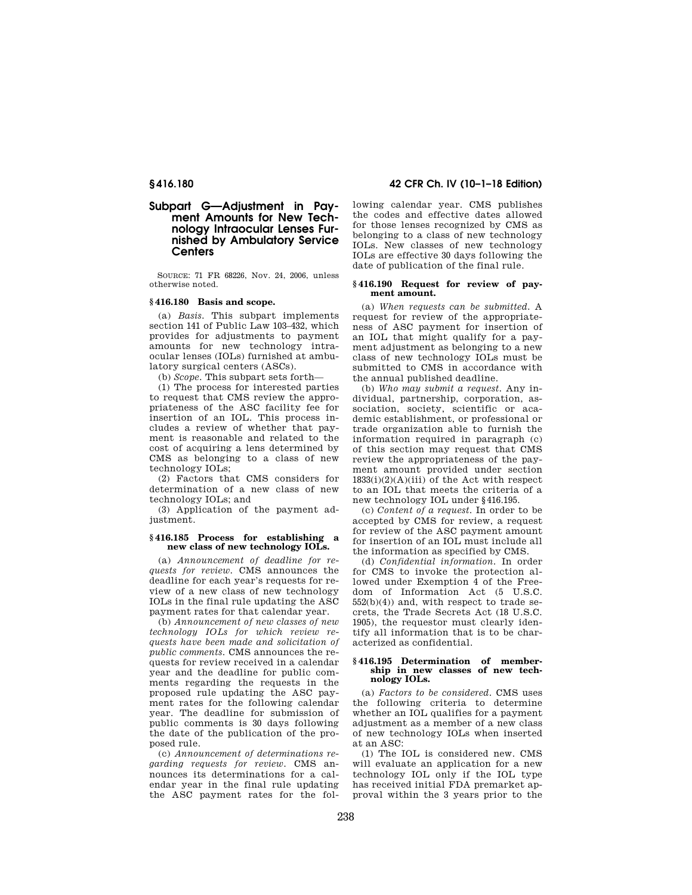## Subpart G—Adjustment in Payment Amounts for New Technology Intraocular Lenses Furnished by Ambulatory Service Centers

SOURCE: 71 FR 68226, Nov. 24, 2006, unless otherwise noted.

### § 416.180 Basis and scope.

(a) *Basis.* This subpart implements section 141 of Public Law 103–432, which provides for adjustments to payment amounts for new technology intraocular lenses (IOLs) furnished at ambulatory surgical centers (ASCs).

(b) *Scope.* This subpart sets forth—

(1) The process for interested parties to request that CMS review the appropriateness of the ASC facility fee for insertion of an IOL. This process includes a review of whether that payment is reasonable and related to the cost of acquiring a lens determined by CMS as belonging to a class of new technology IOLs;

(2) Factors that CMS considers for determination of a new class of new technology IOLs; and

(3) Application of the payment adjustment.

### § 416.185 Process for establishing a new class of new technology IOLs.

(a) *Announcement of deadline for requests for review.* CMS announces the deadline for each year's requests for review of a new class of new technology IOLs in the final rule updating the ASC payment rates for that calendar year.

(b) *Announcement of new classes of new technology IOLs for which review requests have been made and solicitation of public comments.* CMS announces the requests for review received in a calendar year and the deadline for public comments regarding the requests in the proposed rule updating the ASC payment rates for the following calendar year. The deadline for submission of public comments is 30 days following the date of the publication of the proposed rule.

(c) *Announcement of determinations regarding requests for review.* CMS announces its determinations for a calendar year in the final rule updating the ASC payment rates for the following calendar year. CMS publishes the codes and effective dates allowed for those lenses recognized by CMS as belonging to a class of new technology IOLs. New classes of new technology IOLs are effective 30 days following the date of publication of the final rule.

### § 416.190 Request for review of payment amount.

(a) *When requests can be submitted.* A request for review of the appropriateness of ASC payment for insertion of an IOL that might qualify for a payment adjustment as belonging to a new class of new technology IOLs must be submitted to CMS in accordance with the annual published deadline.

(b) *Who may submit a request.* Any individual, partnership, corporation, association, society, scientific or academic establishment, or professional or trade organization able to furnish the information required in paragraph (c) of this section may request that CMS review the appropriateness of the payment amount provided under section 1833(i)(2)(A)(iii) of the Act with respect to an IOL that meets the criteria of a new technology IOL under § 416.195.

(c) *Content of a request.* In order to be accepted by CMS for review, a request for review of the ASC payment amount for insertion of an IOL must include all the information as specified by CMS.

(d) *Confidential information.* In order for CMS to invoke the protection allowed under Exemption 4 of the Freedom of Information Act (5 U.S.C. 552(b)(4)) and, with respect to trade secrets, the Trade Secrets Act (18 U.S.C. 1905), the requestor must clearly identify all information that is to be characterized as confidential.

### § 416.195 Determination of membership in new classes of new technology IOLs.

(a) *Factors to be considered.* CMS uses the following criteria to determine whether an IOL qualifies for a payment adjustment as a member of a new class of new technology IOLs when inserted at an ASC:

(1) The IOL is considered new. CMS will evaluate an application for a new technology IOL only if the IOL type has received initial FDA premarket approval within the 3 years prior to the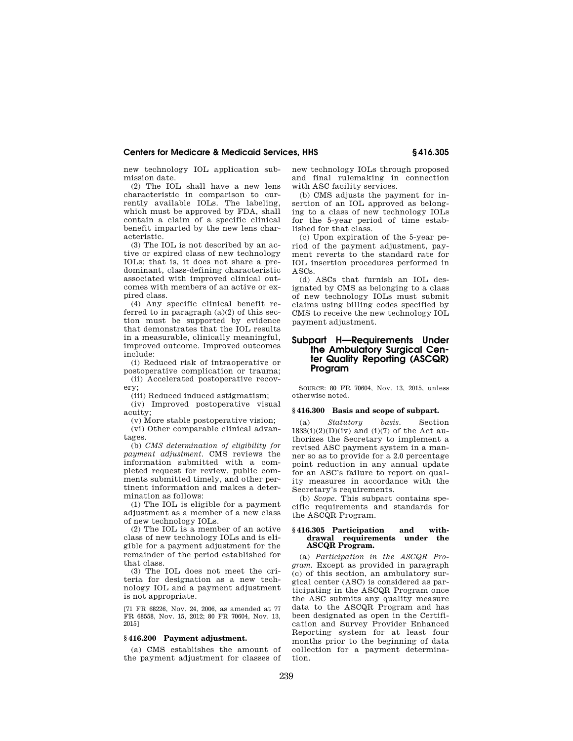new technology IOL application submission date.

(2) The IOL shall have a new lens characteristic in comparison to currently available IOLs. The labeling, which must be approved by FDA, shall contain a claim of a specific clinical benefit imparted by the new lens characteristic.

(3) The IOL is not described by an active or expired class of new technology IOLs; that is, it does not share a predominant, class-defining characteristic associated with improved clinical outcomes with members of an active or expired class.

(4) Any specific clinical benefit referred to in paragraph (a)(2) of this section must be supported by evidence that demonstrates that the IOL results in a measurable, clinically meaningful, improved outcome. Improved outcomes include:

(i) Reduced risk of intraoperative or postoperative complication or trauma;

(ii) Accelerated postoperative recovery;

(iii) Reduced induced astigmatism;

(iv) Improved postoperative visual acuity;

(v) More stable postoperative vision;

(vi) Other comparable clinical advantages.

(b) *CMS determination of eligibility for payment adjustment.* CMS reviews the information submitted with a completed request for review, public comments submitted timely, and other pertinent information and makes a determination as follows:

(1) The IOL is eligible for a payment adjustment as a member of a new class of new technology IOLs.

(2) The IOL is a member of an active class of new technology IOLs and is eligible for a payment adjustment for the remainder of the period established for that class.

(3) The IOL does not meet the criteria for designation as a new technology IOL and a payment adjustment is not appropriate.

[71 FR 68226, Nov. 24, 2006, as amended at 77 FR 68558, Nov. 15, 2012; 80 FR 70604, Nov. 13, 2015]

### § 416.200 Payment adjustment.

(a) CMS establishes the amount of the payment adjustment for classes of new technology IOLs through proposed and final rulemaking in connection with ASC facility services.

(b) CMS adjusts the payment for insertion of an IOL approved as belonging to a class of new technology IOLs for the 5-year period of time established for that class.

(c) Upon expiration of the 5-year period of the payment adjustment, payment reverts to the standard rate for IOL insertion procedures performed in ASCs.

(d) ASCs that furnish an IOL designated by CMS as belonging to a class of new technology IOLs must submit claims using billing codes specified by CMS to receive the new technology IOL payment adjustment.

## Subpart H—Requirements Under the Ambulatory Surgical Center Quality Reporting (ASCQR) Program

SOURCE: 80 FR 70604, Nov. 13, 2015, unless otherwise noted.

### § 416.300 Basis and scope of subpart.

(a) *Statutory basis.* Section 1833(i)(2)(D)(iv) and (i)(7) of the Act authorizes the Secretary to implement a revised ASC payment system in a manner so as to provide for a 2.0 percentage point reduction in any annual update for an ASC's failure to report on quality measures in accordance with the Secretary's requirements.

(b) *Scope.* This subpart contains specific requirements and standards for the ASCQR Program.

### § 416.305 Participation and withdrawal requirements under the ASCQR Program.

(a) *Participation in the ASCQR Program.* Except as provided in paragraph (c) of this section, an ambulatory surgical center (ASC) is considered as participating in the ASCQR Program once the ASC submits any quality measure data to the ASCQR Program and has been designated as open in the Certification and Survey Provider Enhanced Reporting system for at least four months prior to the beginning of data collection for a payment determination.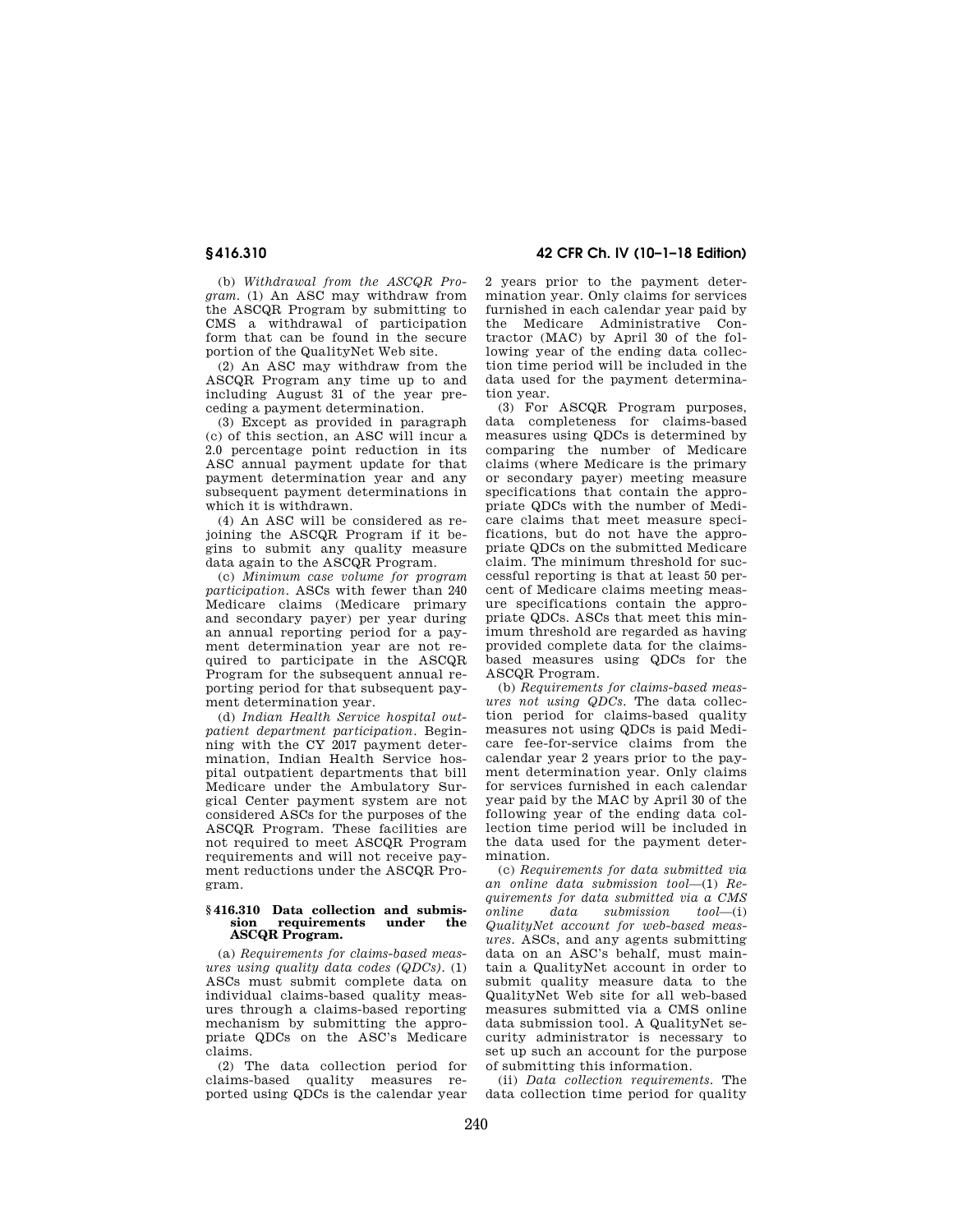(b) *Withdrawal from the ASCQR Program.* (1) An ASC may withdraw from the ASCQR Program by submitting to CMS a withdrawal of participation form that can be found in the secure portion of the QualityNet Web site.

(2) An ASC may withdraw from the ASCQR Program any time up to and including August 31 of the year preceding a payment determination.

(3) Except as provided in paragraph (c) of this section, an ASC will incur a 2.0 percentage point reduction in its ASC annual payment update for that payment determination year and any subsequent payment determinations in which it is withdrawn.

(4) An ASC will be considered as rejoining the ASCQR Program if it begins to submit any quality measure data again to the ASCQR Program.

(c) *Minimum case volume for program participation.* ASCs with fewer than 240 Medicare claims (Medicare primary and secondary payer) per year during an annual reporting period for a payment determination year are not required to participate in the ASCQR Program for the subsequent annual reporting period for that subsequent payment determination year.

(d) *Indian Health Service hospital outpatient department participation.* Beginning with the CY 2017 payment determination, Indian Health Service hospital outpatient departments that bill Medicare under the Ambulatory Surgical Center payment system are not considered ASCs for the purposes of the ASCQR Program. These facilities are not required to meet ASCQR Program requirements and will not receive payment reductions under the ASCQR Program.

### § 416.310 Data collection and submission requirements under the ASCQR Program.

(a) *Requirements for claims-based measures using quality data codes (QDCs).* (1) ASCs must submit complete data on individual claims-based quality measures through a claims-based reporting mechanism by submitting the appropriate QDCs on the ASC's Medicare claims.

(2) The data collection period for claims-based quality measures reported using QDCs is the calendar year 2 years prior to the payment determination year. Only claims for services furnished in each calendar year paid by the Medicare Administrative Contractor (MAC) by April 30 of the following year of the ending data collection time period will be included in the data used for the payment determination year.

(3) For ASCQR Program purposes, data completeness for claims-based measures using QDCs is determined by comparing the number of Medicare claims (where Medicare is the primary or secondary payer) meeting measure specifications that contain the appropriate QDCs with the number of Medicare claims that meet measure specifications, but do not have the appropriate QDCs on the submitted Medicare claim. The minimum threshold for successful reporting is that at least 50 percent of Medicare claims meeting measure specifications contain the appropriate QDCs. ASCs that meet this minimum threshold are regarded as having provided complete data for the claims-based measures using QDCs for the ASCQR Program.

(b) *Requirements for claims-based measures not using QDCs.* The data collection period for claims-based quality measures not using QDCs is paid Medicare fee-for-service claims from the calendar year 2 years prior to the payment determination year. Only claims for services furnished in each calendar year paid by the MAC by April 30 of the following year of the ending data collection time period will be included in the data used for the payment determination.

(c) *Requirements for data submitted via an online data submission tool*—(1) *Requirements for data submitted via a CMS online data submission tool*—(i) *QualityNet account for web-based measures.* ASCs, and any agents submitting data on an ASC's behalf, must maintain a QualityNet account in order to submit quality measure data to the QualityNet Web site for all web-based measures submitted via a CMS online data submission tool. A QualityNet security administrator is necessary to set up such an account for the purpose of submitting this information.

(ii) *Data collection requirements.* The data collection time period for quality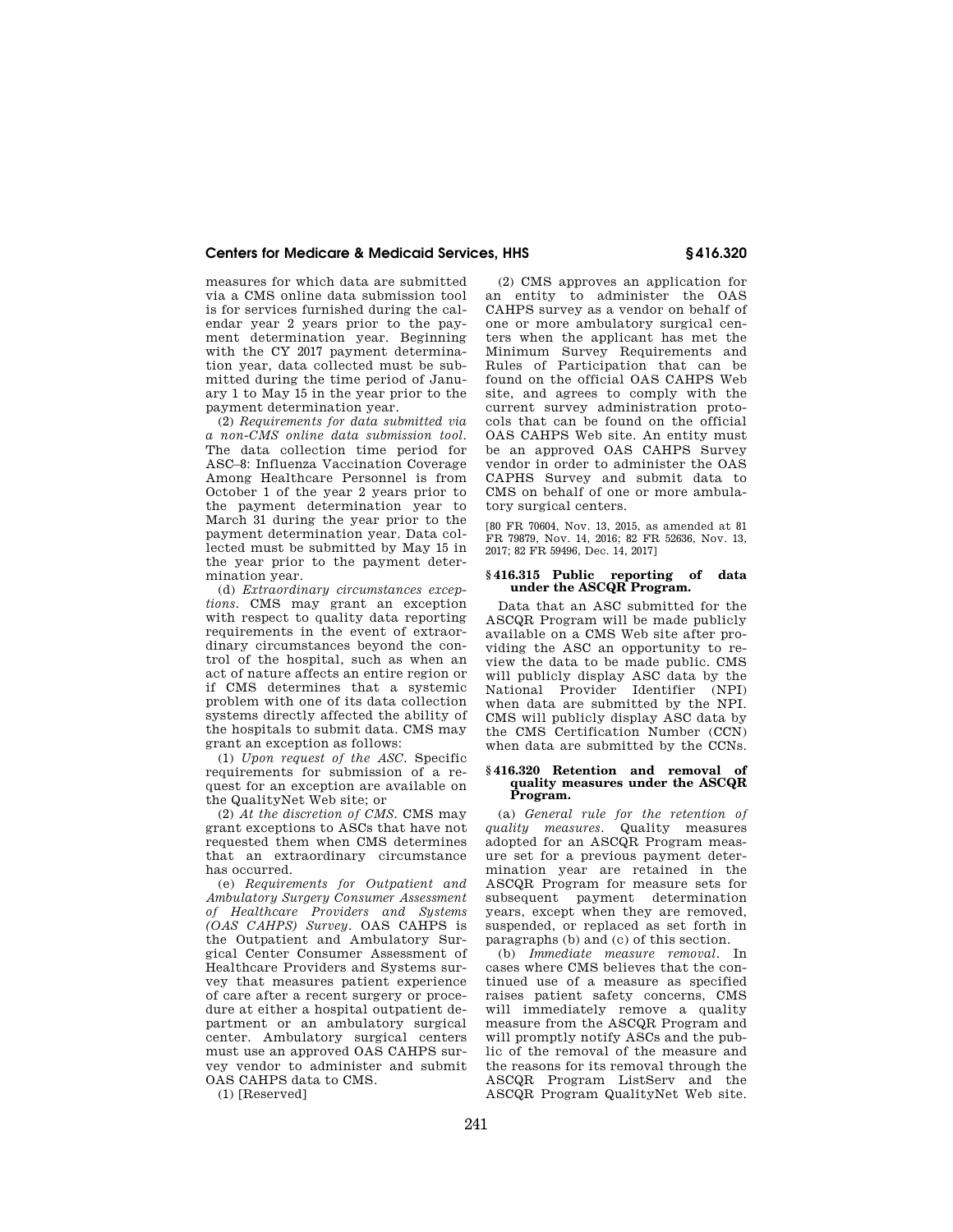measures for which data are submitted via a CMS online data submission tool is for services furnished during the calendar year 2 years prior to the payment determination year. Beginning with the CY 2017 payment determination year, data collected must be submitted during the time period of January 1 to May 15 in the year prior to the payment determination year.

(2) *Requirements for data submitted via a non-CMS online data submission tool.* The data collection time period for ASC–8: Influenza Vaccination Coverage Among Healthcare Personnel is from October 1 of the year 2 years prior to the payment determination year to March 31 during the year prior to the payment determination year. Data collected must be submitted by May 15 in the year prior to the payment determination year.

(d) *Extraordinary circumstances exceptions.* CMS may grant an exception with respect to quality data reporting requirements in the event of extraordinary circumstances beyond the control of the hospital, such as when an act of nature affects an entire region or if CMS determines that a systemic problem with one of its data collection systems directly affected the ability of the hospitals to submit data. CMS may grant an exception as follows:

(1) *Upon request of the ASC.* Specific requirements for submission of a request for an exception are available on the QualityNet Web site; or

(2) *At the discretion of CMS.* CMS may grant exceptions to ASCs that have not requested them when CMS determines that an extraordinary circumstance has occurred.

(e) *Requirements for Outpatient and Ambulatory Surgery Consumer Assessment of Healthcare Providers and Systems (OAS CAHPS) Survey.* OAS CAHPS is the Outpatient and Ambulatory Surgical Center Consumer Assessment of Healthcare Providers and Systems survey that measures patient experience of care after a recent surgery or procedure at either a hospital outpatient department or an ambulatory surgical center. Ambulatory surgical centers must use an approved OAS CAHPS survey vendor to administer and submit OAS CAHPS data to CMS.

(1) [Reserved]

(2) CMS approves an application for an entity to administer the OAS CAHPS survey as a vendor on behalf of one or more ambulatory surgical centers when the applicant has met the Minimum Survey Requirements and Rules of Participation that can be found on the official OAS CAHPS Web site, and agrees to comply with the current survey administration protocols that can be found on the official OAS CAHPS Web site. An entity must be an approved OAS CAHPS Survey vendor in order to administer the OAS CAPHS Survey and submit data to CMS on behalf of one or more ambulatory surgical centers.

[80 FR 70604, Nov. 13, 2015, as amended at 81 FR 79879, Nov. 14, 2016; 82 FR 52636, Nov. 13, 2017; 82 FR 59496, Dec. 14, 2017]

## § 416.315 Public reporting of data under the ASCQR Program.

Data that an ASC submitted for the ASCQR Program will be made publicly available on a CMS Web site after providing the ASC an opportunity to review the data to be made public. CMS will publicly display ASC data by the National Provider Identifier (NPI) when data are submitted by the NPI. CMS will publicly display ASC data by the CMS Certification Number (CCN) when data are submitted by the CCNs.

## § 416.320 Retention and removal of quality measures under the ASCQR Program.

(a) *General rule for the retention of quality measures.* Quality measures adopted for an ASCQR Program measure set for a previous payment determination year are retained in the ASCQR Program for measure sets for subsequent payment determination years, except when they are removed, suspended, or replaced as set forth in paragraphs (b) and (c) of this section.

(b) *Immediate measure removal.* In cases where CMS believes that the continued use of a measure as specified raises patient safety concerns, CMS will immediately remove a quality measure from the ASCQR Program and will promptly notify ASCs and the public of the removal of the measure and the reasons for its removal through the ASCQR Program ListServ and the ASCQR Program QualityNet Web site.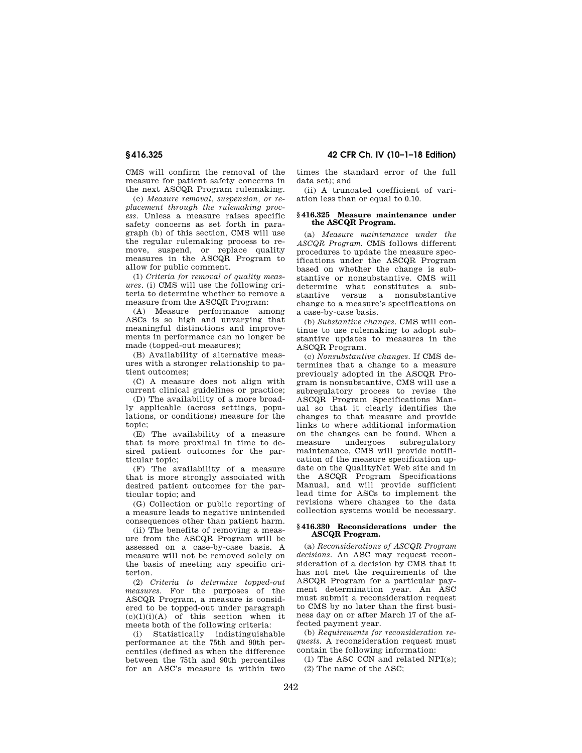CMS will confirm the removal of the measure for patient safety concerns in the next ASCQR Program rulemaking.

(c) *Measure removal, suspension, or replacement through the rulemaking process.* Unless a measure raises specific safety concerns as set forth in paragraph (b) of this section, CMS will use the regular rulemaking process to remove, suspend, or replace quality measures in the ASCQR Program to allow for public comment.

(1) *Criteria for removal of quality measures.* (i) CMS will use the following criteria to determine whether to remove a measure from the ASCQR Program:

(A) Measure performance among ASCs is so high and unvarying that meaningful distinctions and improvements in performance can no longer be made (topped-out measures);

(B) Availability of alternative measures with a stronger relationship to patient outcomes;

(C) A measure does not align with current clinical guidelines or practice;

(D) The availability of a more broadly applicable (across settings, populations, or conditions) measure for the topic;

(E) The availability of a measure that is more proximal in time to desired patient outcomes for the particular topic;

(F) The availability of a measure that is more strongly associated with desired patient outcomes for the particular topic; and

(G) Collection or public reporting of a measure leads to negative unintended consequences other than patient harm.

(ii) The benefits of removing a measure from the ASCQR Program will be assessed on a case-by-case basis. A measure will not be removed solely on the basis of meeting any specific criterion.

(2) *Criteria to determine topped-out measures.* For the purposes of the ASCQR Program, a measure is considered to be topped-out under paragraph (c)(1)(i)(A) of this section when it meets both of the following criteria:

(i) Statistically indistinguishable performance at the 75th and 90th percentiles (defined as when the difference between the 75th and 90th percentiles for an ASC's measure is within two times the standard error of the full data set); and

(ii) A truncated coefficient of variation less than or equal to 0.10.

### § 416.325 Measure maintenance under the ASCQR Program.

(a) *Measure maintenance under the ASCQR Program.* CMS follows different procedures to update the measure specifications under the ASCQR Program based on whether the change is substantive or nonsubstantive. CMS will determine what constitutes a substantive versus a nonsubstantive change to a measure's specifications on a case-by-case basis.

(b) *Substantive changes.* CMS will continue to use rulemaking to adopt substantive updates to measures in the ASCQR Program.

(c) *Nonsubstantive changes.* If CMS determines that a change to a measure previously adopted in the ASCQR Program is nonsubstantive, CMS will use a subregulatory process to revise the ASCQR Program Specifications Manual so that it clearly identifies the changes to that measure and provide links to where additional information on the changes can be found. When a measure undergoes subregulatory maintenance, CMS will provide notification of the measure specification update on the QualityNet Web site and in the ASCQR Program Specifications Manual, and will provide sufficient lead time for ASCs to implement the revisions where changes to the data collection systems would be necessary.

### § 416.330 Reconsiderations under the ASCQR Program.

(a) *Reconsiderations of ASCQR Program decisions.* An ASC may request reconsideration of a decision by CMS that it has not met the requirements of the ASCQR Program for a particular payment determination year. An ASC must submit a reconsideration request to CMS by no later than the first business day on or after March 17 of the affected payment year.

(b) *Requirements for reconsideration requests.* A reconsideration request must contain the following information:

(1) The ASC CCN and related NPI(s);

(2) The name of the ASC;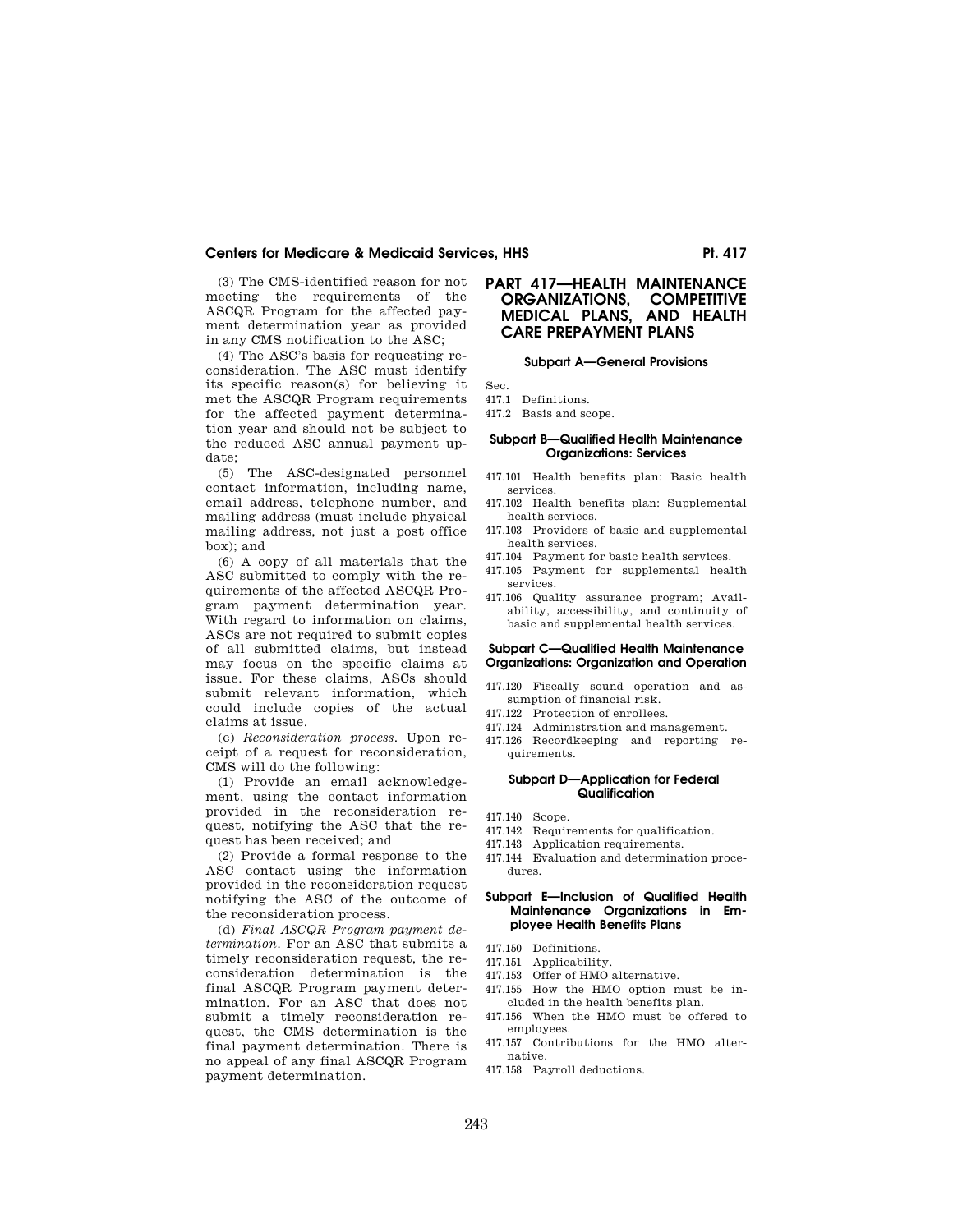(3) The CMS-identified reason for not meeting the requirements of the ASCQR Program for the affected payment determination year as provided in any CMS notification to the ASC;

(4) The ASC's basis for requesting reconsideration. The ASC must identify its specific reason(s) for believing it met the ASCQR Program requirements for the affected payment determination year and should not be subject to the reduced ASC annual payment update;

(5) The ASC-designated personnel contact information, including name, email address, telephone number, and mailing address (must include physical mailing address, not just a post office box); and

(6) A copy of all materials that the ASC submitted to comply with the requirements of the affected ASCQR Program payment determination year. With regard to information on claims, ASCs are not required to submit copies of all submitted claims, but instead may focus on the specific claims at issue. For these claims, ASCs should submit relevant information, which could include copies of the actual claims at issue.

(c) *Reconsideration process.* Upon receipt of a request for reconsideration, CMS will do the following:

(1) Provide an email acknowledgement, using the contact information provided in the reconsideration request, notifying the ASC that the request has been received; and

(2) Provide a formal response to the ASC contact using the information provided in the reconsideration request notifying the ASC of the outcome of the reconsideration process.

(d) *Final ASCQR Program payment determination.* For an ASC that submits a timely reconsideration request, the reconsideration determination is the final ASCQR Program payment determination. For an ASC that does not submit a timely reconsideration request, the CMS determination is the final payment determination. There is no appeal of any final ASCQR Program payment determination.

# PART 417—HEALTH MAINTENANCE ORGANIZATIONS, COMPETITIVE MEDICAL PLANS, AND HEALTH CARE PREPAYMENT PLANS

## Subpart A—General Provisions

Sec.

417.1 Definitions.

417.2 Basis and scope.

## Subpart B—Qualified Health Maintenance Organizations: Services

417.101 Health benefits plan: Basic health services.

417.102 Health benefits plan: Supplemental health services.

417.103 Providers of basic and supplemental health services.

417.104 Payment for basic health services.

417.105 Payment for supplemental health services.

417.106 Quality assurance program; Availability, accessibility, and continuity of basic and supplemental health services.

## Subpart C—Qualified Health Maintenance Organizations: Organization and Operation

417.120 Fiscally sound operation and assumption of financial risk.

417.122 Protection of enrollees.

417.124 Administration and management.

417.126 Recordkeeping and reporting requirements.

## Subpart D—Application for Federal Qualification

417.140 Scope.

417.142 Requirements for qualification.

417.143 Application requirements.

417.144 Evaluation and determination procedures.

## Subpart E—Inclusion of Qualified Health Maintenance Organizations in Employee Health Benefits Plans

417.150 Definitions.

417.151 Applicability.

417.153 Offer of HMO alternative.

417.155 How the HMO option must be included in the health benefits plan.

417.156 When the HMO must be offered to employees.

417.157 Contributions for the HMO alternative.

417.158 Payroll deductions.